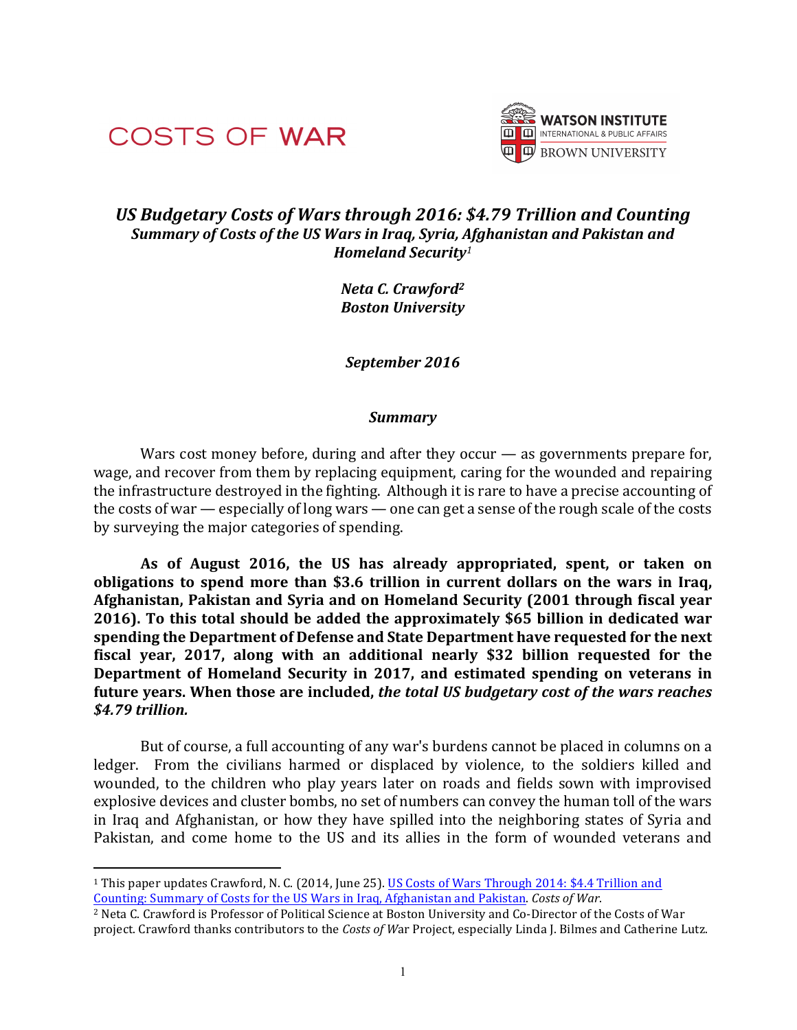COSTS OF WAR

WATSON INSTITUTE
INTERNATIONAL & PUBLIC AFFAIRS
BROWN UNIVERSITY

# *US Budgetary Costs of Wars through 2016: $4.79 Trillion and Counting*

## *Summary of Costs of the US Wars in Iraq, Syria, Afghanistan and Pakistan and Homeland Security*[1]

***Neta C. Crawford*[2]**
***Boston University***

***September 2016***

### *Summary*

Wars cost money before, during and after they occur — as governments prepare for, wage, and recover from them by replacing equipment, caring for the wounded and repairing the infrastructure destroyed in the fighting. Although it is rare to have a precise accounting of the costs of war — especially of long wars — one can get a sense of the rough scale of the costs by surveying the major categories of spending.

**As of August 2016, the US has already appropriated, spent, or taken on obligations to spend more than $3.6 trillion in current dollars on the wars in Iraq, Afghanistan, Pakistan and Syria and on Homeland Security (2001 through fiscal year 2016). To this total should be added the approximately $65 billion in dedicated war spending the Department of Defense and State Department have requested for the next fiscal year, 2017, along with an additional nearly $32 billion requested for the Department of Homeland Security in 2017, and estimated spending on veterans in future years. When those are included, *the total US budgetary cost of the wars reaches $4.79 trillion.***

But of course, a full accounting of any war's burdens cannot be placed in columns on a ledger. From the civilians harmed or displaced by violence, to the soldiers killed and wounded, to the children who play years later on roads and fields sown with improvised explosive devices and cluster bombs, no set of numbers can convey the human toll of the wars in Iraq and Afghanistan, or how they have spilled into the neighboring states of Syria and Pakistan, and come home to the US and its allies in the form of wounded veterans and

---

[1] This paper updates Crawford, N. C. (2014, June 25). US Costs of Wars Through 2014: $4.4 Trillion and Counting: Summary of Costs for the US Wars in Iraq, Afghanistan and Pakistan. *Costs of War*.

[2] Neta C. Crawford is Professor of Political Science at Boston University and Co-Director of the Costs of War project. Crawford thanks contributors to the *Costs of W*ar Project, especially Linda J. Bilmes and Catherine Lutz.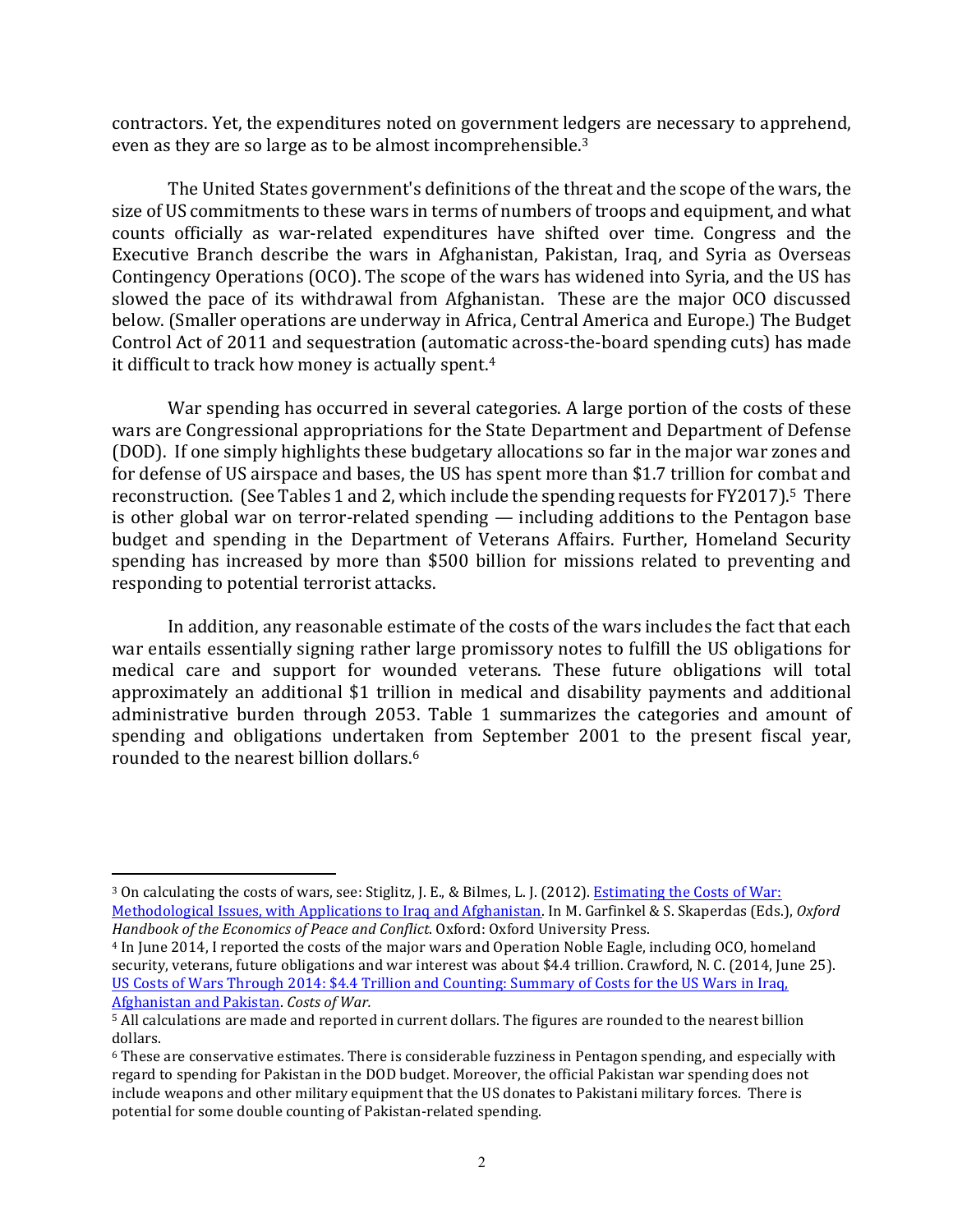contractors. Yet, the expenditures noted on government ledgers are necessary to apprehend, even as they are so large as to be almost incomprehensible.[3]

The United States government's definitions of the threat and the scope of the wars, the size of US commitments to these wars in terms of numbers of troops and equipment, and what counts officially as war-related expenditures have shifted over time. Congress and the Executive Branch describe the wars in Afghanistan, Pakistan, Iraq, and Syria as Overseas Contingency Operations (OCO). The scope of the wars has widened into Syria, and the US has slowed the pace of its withdrawal from Afghanistan. These are the major OCO discussed below. (Smaller operations are underway in Africa, Central America and Europe.) The Budget Control Act of 2011 and sequestration (automatic across-the-board spending cuts) has made it difficult to track how money is actually spent.[4]

War spending has occurred in several categories. A large portion of the costs of these wars are Congressional appropriations for the State Department and Department of Defense (DOD). If one simply highlights these budgetary allocations so far in the major war zones and for defense of US airspace and bases, the US has spent more than $1.7 trillion for combat and reconstruction. (See Tables 1 and 2, which include the spending requests for FY2017).[5] There is other global war on terror-related spending — including additions to the Pentagon base budget and spending in the Department of Veterans Affairs. Further, Homeland Security spending has increased by more than $500 billion for missions related to preventing and responding to potential terrorist attacks.

In addition, any reasonable estimate of the costs of the wars includes the fact that each war entails essentially signing rather large promissory notes to fulfill the US obligations for medical care and support for wounded veterans. These future obligations will total approximately an additional $1 trillion in medical and disability payments and additional administrative burden through 2053. Table 1 summarizes the categories and amount of spending and obligations undertaken from September 2001 to the present fiscal year, rounded to the nearest billion dollars.[6]

---

[3] On calculating the costs of wars, see: Stiglitz, J. E., & Bilmes, L. J. (2012). Estimating the Costs of War: Methodological Issues, with Applications to Iraq and Afghanistan. In M. Garfinkel & S. Skaperdas (Eds.), *Oxford Handbook of the Economics of Peace and Conflict*. Oxford: Oxford University Press.

[4] In June 2014, I reported the costs of the major wars and Operation Noble Eagle, including OCO, homeland security, veterans, future obligations and war interest was about $4.4 trillion. Crawford, N. C. (2014, June 25). US Costs of Wars Through 2014: $4.4 Trillion and Counting: Summary of Costs for the US Wars in Iraq, Afghanistan and Pakistan. *Costs of War.*

[5] All calculations are made and reported in current dollars. The figures are rounded to the nearest billion dollars.

[6] These are conservative estimates. There is considerable fuzziness in Pentagon spending, and especially with regard to spending for Pakistan in the DOD budget. Moreover, the official Pakistan war spending does not include weapons and other military equipment that the US donates to Pakistani military forces. There is potential for some double counting of Pakistan-related spending.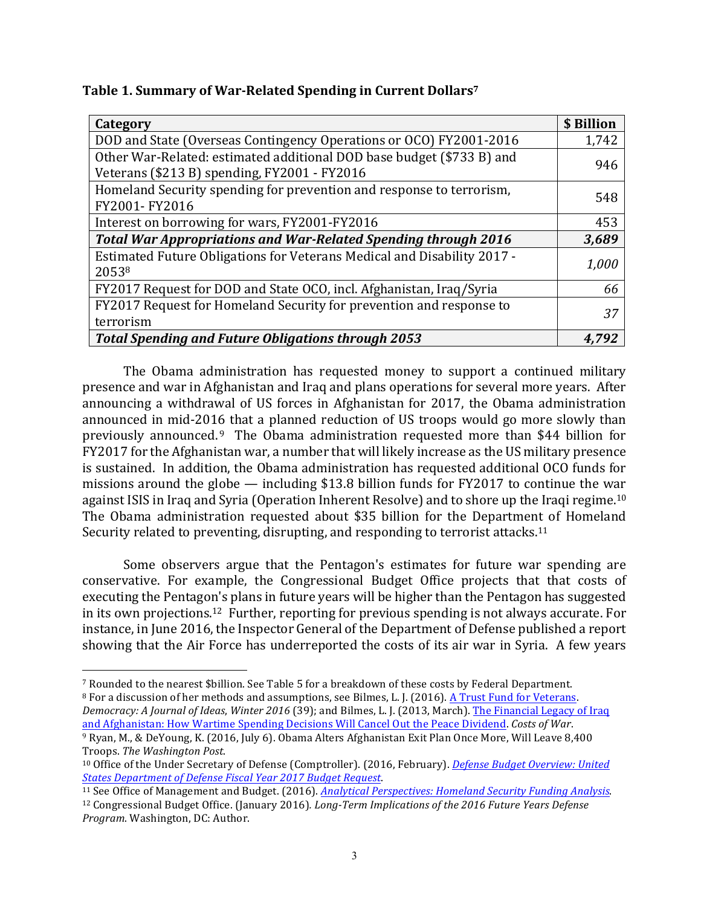**Table 1. Summary of War-Related Spending in Current Dollars[7]**

| Category | $ Billion |
|---|---|
| DOD and State (Overseas Contingency Operations or OCO) FY2001-2016 | 1,742 |
| Other War-Related: estimated additional DOD base budget ($733 B) and Veterans ($213 B) spending, FY2001 - FY2016 | 946 |
| Homeland Security spending for prevention and response to terrorism, FY2001- FY2016 | 548 |
| Interest on borrowing for wars, FY2001-FY2016 | 453 |
| ***Total War Appropriations and War-Related Spending through 2016*** | ***3,689*** |
| Estimated Future Obligations for Veterans Medical and Disability 2017 - 2053[8] | *1,000* |
| FY2017 Request for DOD and State OCO, incl. Afghanistan, Iraq/Syria | *66* |
| FY2017 Request for Homeland Security for prevention and response to terrorism | *37* |
| ***Total Spending and Future Obligations through 2053*** | ***4,792*** |

The Obama administration has requested money to support a continued military presence and war in Afghanistan and Iraq and plans operations for several more years. After announcing a withdrawal of US forces in Afghanistan for 2017, the Obama administration announced in mid-2016 that a planned reduction of US troops would go more slowly than previously announced.[9] The Obama administration requested more than $44 billion for FY2017 for the Afghanistan war, a number that will likely increase as the US military presence is sustained. In addition, the Obama administration has requested additional OCO funds for missions around the globe — including $13.8 billion funds for FY2017 to continue the war against ISIS in Iraq and Syria (Operation Inherent Resolve) and to shore up the Iraqi regime.[10] The Obama administration requested about $35 billion for the Department of Homeland Security related to preventing, disrupting, and responding to terrorist attacks.[11]

Some observers argue that the Pentagon's estimates for future war spending are conservative. For example, the Congressional Budget Office projects that that costs of executing the Pentagon's plans in future years will be higher than the Pentagon has suggested in its own projections.[12] Further, reporting for previous spending is not always accurate. For instance, in June 2016, the Inspector General of the Department of Defense published a report showing that the Air Force has underreported the costs of its air war in Syria. A few years

---

[7] Rounded to the nearest $billion. See Table 5 for a breakdown of these costs by Federal Department.

[8] For a discussion of her methods and assumptions, see Bilmes, L. J. (2016). A Trust Fund for Veterans. *Democracy: A Journal of Ideas*, *Winter 2016* (39); and Bilmes, L. J. (2013, March). The Financial Legacy of Iraq and Afghanistan: How Wartime Spending Decisions Will Cancel Out the Peace Dividend. *Costs of War*.

[9] Ryan, M., & DeYoung, K. (2016, July 6). Obama Alters Afghanistan Exit Plan Once More, Will Leave 8,400 Troops. *The Washington Post*.

[10] Office of the Under Secretary of Defense (Comptroller). (2016, February). *Defense Budget Overview: United States Department of Defense Fiscal Year 2017 Budget Request*.

[11] See Office of Management and Budget. (2016). *Analytical Perspectives: Homeland Security Funding Analysis*.

[12] Congressional Budget Office. (January 2016). *Long-Term Implications of the 2016 Future Years Defense Program*. Washington, DC: Author.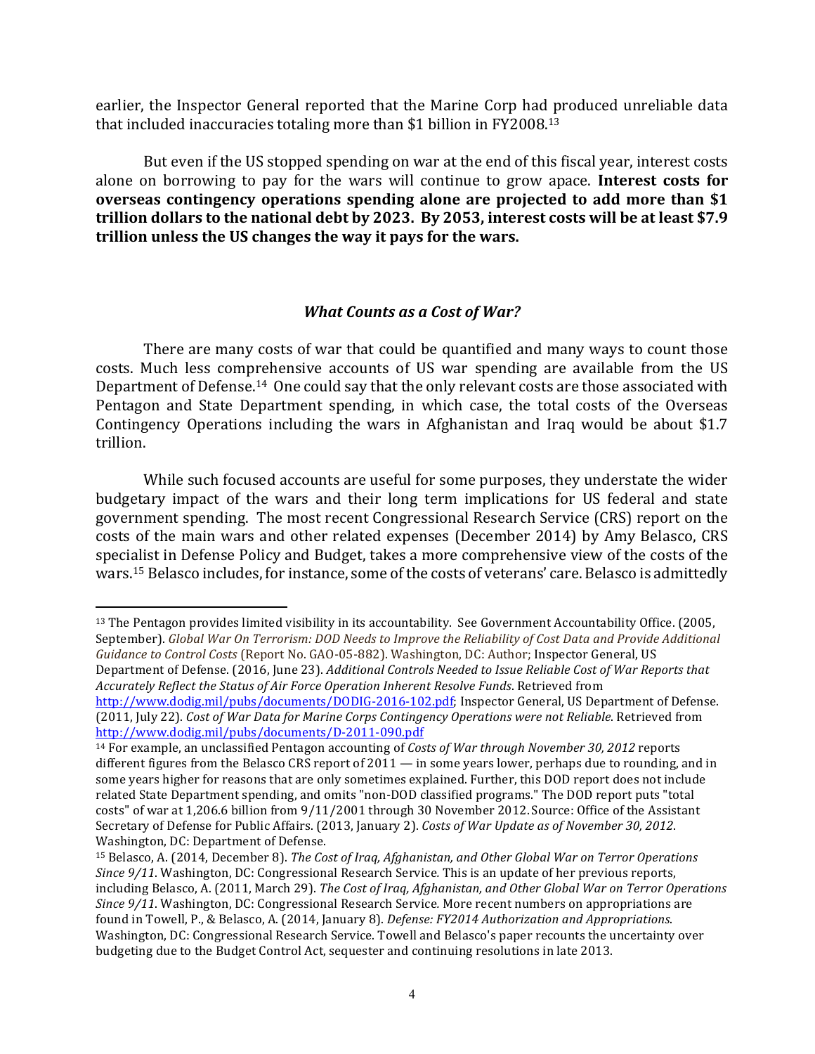earlier, the Inspector General reported that the Marine Corp had produced unreliable data that included inaccuracies totaling more than $1 billion in FY2008.[13]

But even if the US stopped spending on war at the end of this fiscal year, interest costs alone on borrowing to pay for the wars will continue to grow apace. **Interest costs for overseas contingency operations spending alone are projected to add more than $1 trillion dollars to the national debt by 2023. By 2053, interest costs will be at least $7.9 trillion unless the US changes the way it pays for the wars.**

### *What Counts as a Cost of War?*

There are many costs of war that could be quantified and many ways to count those costs. Much less comprehensive accounts of US war spending are available from the US Department of Defense.[14] One could say that the only relevant costs are those associated with Pentagon and State Department spending, in which case, the total costs of the Overseas Contingency Operations including the wars in Afghanistan and Iraq would be about $1.7 trillion.

While such focused accounts are useful for some purposes, they understate the wider budgetary impact of the wars and their long term implications for US federal and state government spending. The most recent Congressional Research Service (CRS) report on the costs of the main wars and other related expenses (December 2014) by Amy Belasco, CRS specialist in Defense Policy and Budget, takes a more comprehensive view of the costs of the wars.[15] Belasco includes, for instance, some of the costs of veterans' care. Belasco is admittedly

---

[13] The Pentagon provides limited visibility in its accountability. See Government Accountability Office. (2005, September). *Global War On Terrorism: DOD Needs to Improve the Reliability of Cost Data and Provide Additional Guidance to Control Costs* (Report No. GAO-05-882). Washington, DC: Author; Inspector General, US Department of Defense. (2016, June 23). *Additional Controls Needed to Issue Reliable Cost of War Reports that Accurately Reflect the Status of Air Force Operation Inherent Resolve Funds*. Retrieved from http://www.dodig.mil/pubs/documents/DODIG-2016-102.pdf; Inspector General, US Department of Defense. (2011, July 22). *Cost of War Data for Marine Corps Contingency Operations were not Reliable*. Retrieved from http://www.dodig.mil/pubs/documents/D-2011-090.pdf

[14] For example, an unclassified Pentagon accounting of *Costs of War through November 30, 2012* reports different figures from the Belasco CRS report of 2011 — in some years lower, perhaps due to rounding, and in some years higher for reasons that are only sometimes explained. Further, this DOD report does not include related State Department spending, and omits "non-DOD classified programs." The DOD report puts "total costs" of war at 1,206.6 billion from 9/11/2001 through 30 November 2012. Source: Office of the Assistant Secretary of Defense for Public Affairs. (2013, January 2). *Costs of War Update as of November 30, 2012*. Washington, DC: Department of Defense.

[15] Belasco, A. (2014, December 8). *The Cost of Iraq, Afghanistan, and Other Global War on Terror Operations Since 9/11*. Washington, DC: Congressional Research Service. This is an update of her previous reports, including Belasco, A. (2011, March 29). *The Cost of Iraq, Afghanistan, and Other Global War on Terror Operations Since 9/11*. Washington, DC: Congressional Research Service. More recent numbers on appropriations are found in Towell, P., & Belasco, A. (2014, January 8). *Defense: FY2014 Authorization and Appropriations*. Washington, DC: Congressional Research Service. Towell and Belasco's paper recounts the uncertainty over budgeting due to the Budget Control Act, sequester and continuing resolutions in late 2013.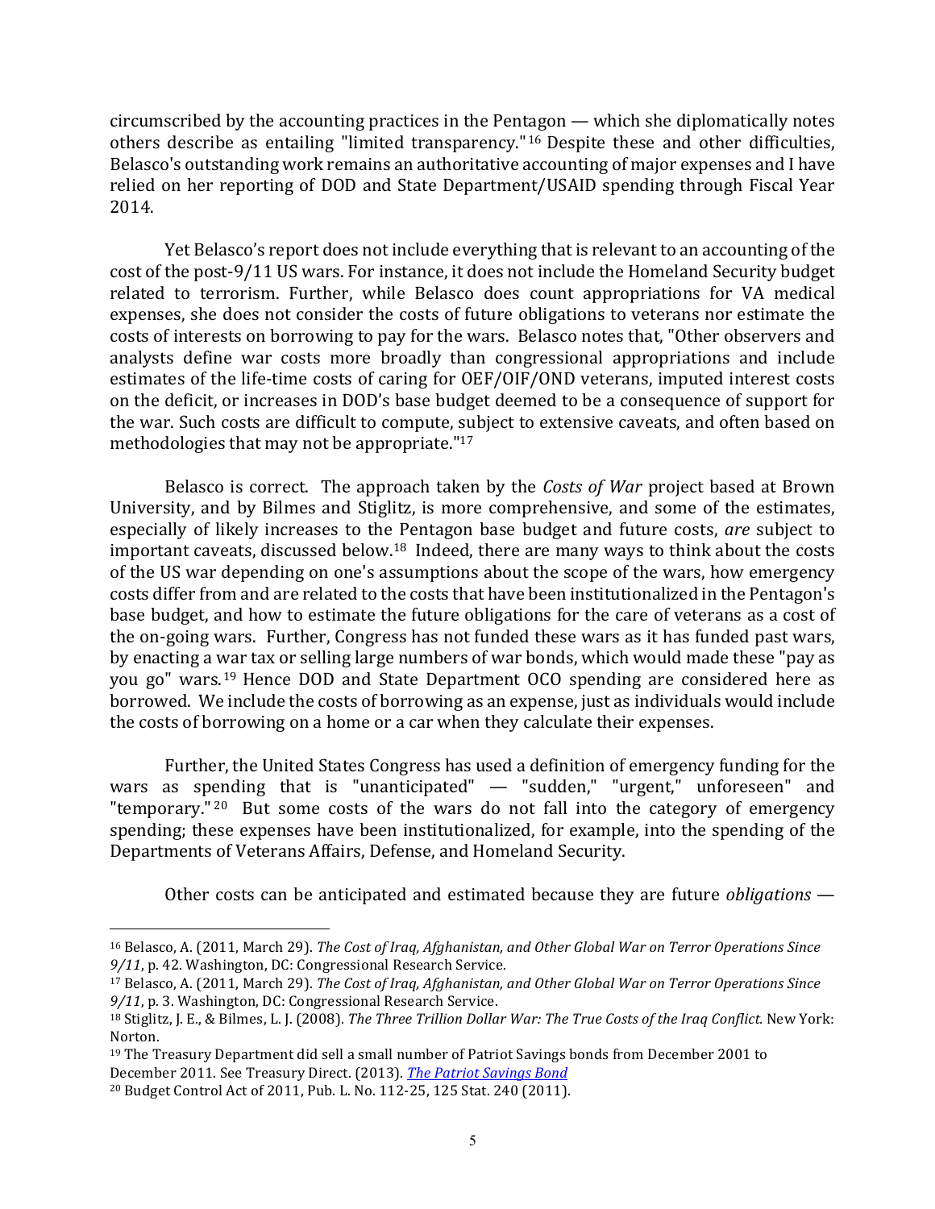circumscribed by the accounting practices in the Pentagon — which she diplomatically notes others describe as entailing "limited transparency."[16] Despite these and other difficulties, Belasco's outstanding work remains an authoritative accounting of major expenses and I have relied on her reporting of DOD and State Department/USAID spending through Fiscal Year 2014.

Yet Belasco's report does not include everything that is relevant to an accounting of the cost of the post-9/11 US wars. For instance, it does not include the Homeland Security budget related to terrorism. Further, while Belasco does count appropriations for VA medical expenses, she does not consider the costs of future obligations to veterans nor estimate the costs of interests on borrowing to pay for the wars. Belasco notes that, "Other observers and analysts define war costs more broadly than congressional appropriations and include estimates of the life-time costs of caring for OEF/OIF/OND veterans, imputed interest costs on the deficit, or increases in DOD's base budget deemed to be a consequence of support for the war. Such costs are difficult to compute, subject to extensive caveats, and often based on methodologies that may not be appropriate."[17]

Belasco is correct. The approach taken by the *Costs of War* project based at Brown University, and by Bilmes and Stiglitz, is more comprehensive, and some of the estimates, especially of likely increases to the Pentagon base budget and future costs, *are* subject to important caveats, discussed below.[18] Indeed, there are many ways to think about the costs of the US war depending on one's assumptions about the scope of the wars, how emergency costs differ from and are related to the costs that have been institutionalized in the Pentagon's base budget, and how to estimate the future obligations for the care of veterans as a cost of the on-going wars. Further, Congress has not funded these wars as it has funded past wars, by enacting a war tax or selling large numbers of war bonds, which would made these "pay as you go" wars.[19] Hence DOD and State Department OCO spending are considered here as borrowed. We include the costs of borrowing as an expense, just as individuals would include the costs of borrowing on a home or a car when they calculate their expenses.

Further, the United States Congress has used a definition of emergency funding for the wars as spending that is "unanticipated" — "sudden," "urgent," unforeseen" and "temporary."[20] But some costs of the wars do not fall into the category of emergency spending; these expenses have been institutionalized, for example, into the spending of the Departments of Veterans Affairs, Defense, and Homeland Security.

Other costs can be anticipated and estimated because they are future *obligations* —

---

[16] Belasco, A. (2011, March 29). *The Cost of Iraq, Afghanistan, and Other Global War on Terror Operations Since 9/11*, p. 42. Washington, DC: Congressional Research Service.

[17] Belasco, A. (2011, March 29). *The Cost of Iraq, Afghanistan, and Other Global War on Terror Operations Since 9/11*, p. 3. Washington, DC: Congressional Research Service.

[18] Stiglitz, J. E., & Bilmes, L. J. (2008). *The Three Trillion Dollar War: The True Costs of the Iraq Conflict.* New York: Norton.

[19] The Treasury Department did sell a small number of Patriot Savings bonds from December 2001 to December 2011. See Treasury Direct. (2013). *The Patriot Savings Bond*

[20] Budget Control Act of 2011, Pub. L. No. 112-25, 125 Stat. 240 (2011).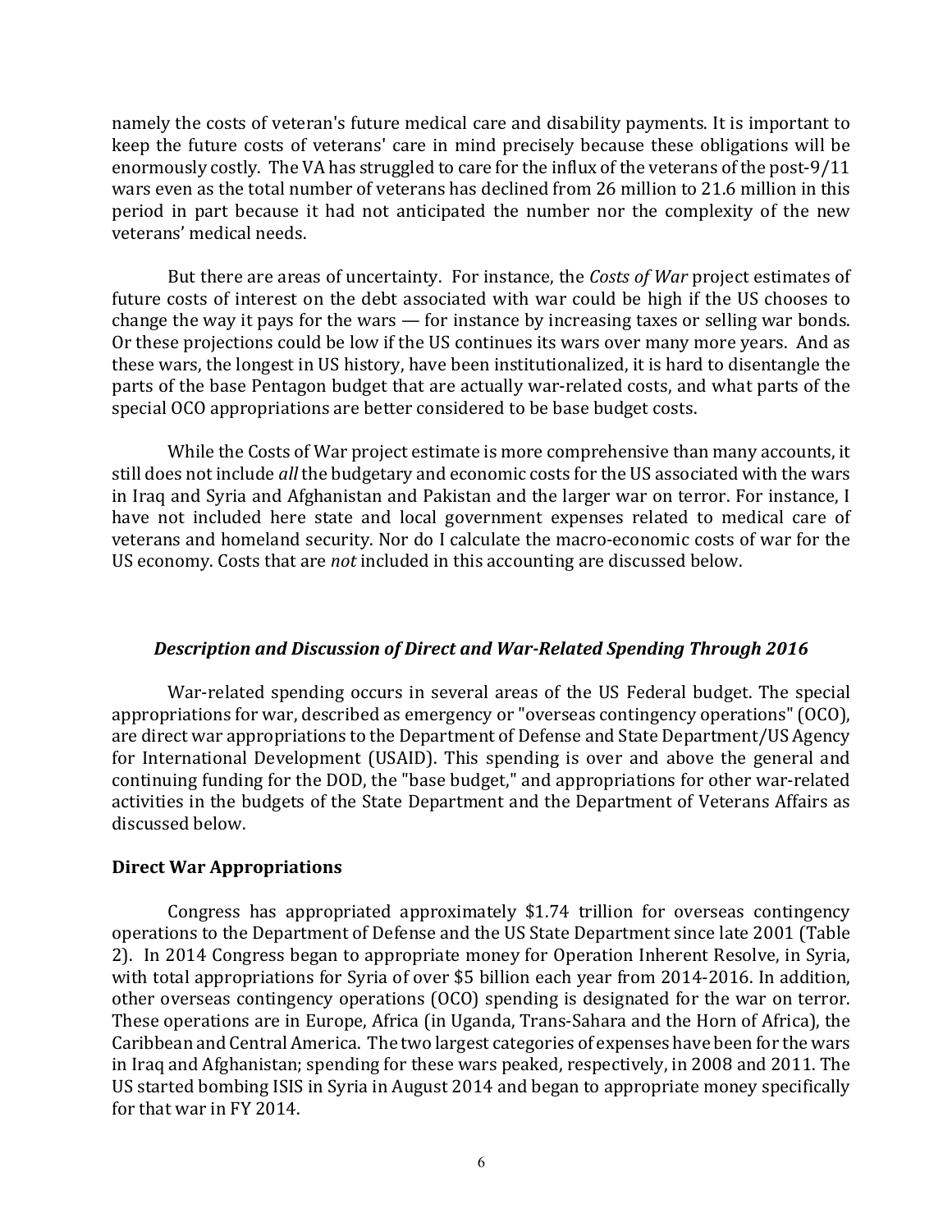namely the costs of veteran's future medical care and disability payments. It is important to keep the future costs of veterans' care in mind precisely because these obligations will be enormously costly. The VA has struggled to care for the influx of the veterans of the post-9/11 wars even as the total number of veterans has declined from 26 million to 21.6 million in this period in part because it had not anticipated the number nor the complexity of the new veterans' medical needs.

But there are areas of uncertainty. For instance, the *Costs of War* project estimates of future costs of interest on the debt associated with war could be high if the US chooses to change the way it pays for the wars — for instance by increasing taxes or selling war bonds. Or these projections could be low if the US continues its wars over many more years. And as these wars, the longest in US history, have been institutionalized, it is hard to disentangle the parts of the base Pentagon budget that are actually war-related costs, and what parts of the special OCO appropriations are better considered to be base budget costs.

While the Costs of War project estimate is more comprehensive than many accounts, it still does not include *all* the budgetary and economic costs for the US associated with the wars in Iraq and Syria and Afghanistan and Pakistan and the larger war on terror. For instance, I have not included here state and local government expenses related to medical care of veterans and homeland security. Nor do I calculate the macro-economic costs of war for the US economy. Costs that are *not* included in this accounting are discussed below.

### *Description and Discussion of Direct and War-Related Spending Through 2016*

War-related spending occurs in several areas of the US Federal budget. The special appropriations for war, described as emergency or "overseas contingency operations" (OCO), are direct war appropriations to the Department of Defense and State Department/US Agency for International Development (USAID). This spending is over and above the general and continuing funding for the DOD, the "base budget," and appropriations for other war-related activities in the budgets of the State Department and the Department of Veterans Affairs as discussed below.

**Direct War Appropriations**

Congress has appropriated approximately $1.74 trillion for overseas contingency operations to the Department of Defense and the US State Department since late 2001 (Table 2). In 2014 Congress began to appropriate money for Operation Inherent Resolve, in Syria, with total appropriations for Syria of over $5 billion each year from 2014-2016. In addition, other overseas contingency operations (OCO) spending is designated for the war on terror. These operations are in Europe, Africa (in Uganda, Trans-Sahara and the Horn of Africa), the Caribbean and Central America. The two largest categories of expenses have been for the wars in Iraq and Afghanistan; spending for these wars peaked, respectively, in 2008 and 2011. The US started bombing ISIS in Syria in August 2014 and began to appropriate money specifically for that war in FY 2014.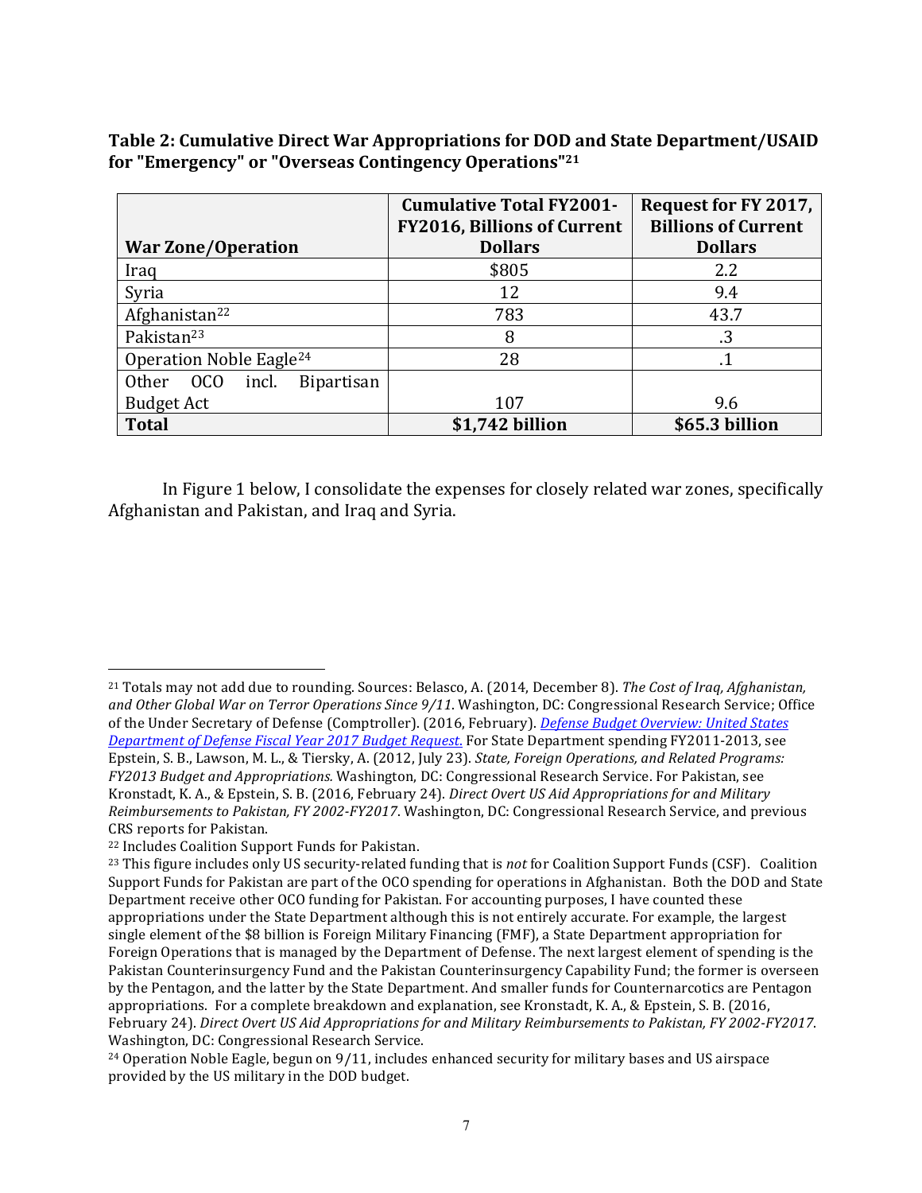**Table 2: Cumulative Direct War Appropriations for DOD and State Department/USAID for "Emergency" or "Overseas Contingency Operations"[21]**

| War Zone/Operation | Cumulative Total FY2001-FY2016, Billions of Current Dollars | Request for FY 2017, Billions of Current Dollars |
|---|---|---|
| Iraq | $805 | 2.2 |
| Syria | 12 | 9.4 |
| Afghanistan[22] | 783 | 43.7 |
| Pakistan[23] | 8 | .3 |
| Operation Noble Eagle[24] | 28 | .1 |
| Other OCO incl. Bipartisan Budget Act | 107 | 9.6 |
| **Total** | **$1,742 billion** | **$65.3 billion** |

In Figure 1 below, I consolidate the expenses for closely related war zones, specifically Afghanistan and Pakistan, and Iraq and Syria.

---

[21] Totals may not add due to rounding. Sources: Belasco, A. (2014, December 8). *The Cost of Iraq, Afghanistan, and Other Global War on Terror Operations Since 9/11*. Washington, DC: Congressional Research Service; Office of the Under Secretary of Defense (Comptroller). (2016, February). *Defense Budget Overview: United States Department of Defense Fiscal Year 2017 Budget Request*. For State Department spending FY2011-2013, see Epstein, S. B., Lawson, M. L., & Tiersky, A. (2012, July 23). *State, Foreign Operations, and Related Programs: FY2013 Budget and Appropriations.* Washington, DC: Congressional Research Service. For Pakistan, see Kronstadt, K. A., & Epstein, S. B. (2016, February 24). *Direct Overt US Aid Appropriations for and Military Reimbursements to Pakistan, FY 2002-FY2017*. Washington, DC: Congressional Research Service, and previous CRS reports for Pakistan.

[22] Includes Coalition Support Funds for Pakistan.

[23] This figure includes only US security-related funding that is *not* for Coalition Support Funds (CSF). Coalition Support Funds for Pakistan are part of the OCO spending for operations in Afghanistan. Both the DOD and State Department receive other OCO funding for Pakistan. For accounting purposes, I have counted these appropriations under the State Department although this is not entirely accurate. For example, the largest single element of the $8 billion is Foreign Military Financing (FMF), a State Department appropriation for Foreign Operations that is managed by the Department of Defense. The next largest element of spending is the Pakistan Counterinsurgency Fund and the Pakistan Counterinsurgency Capability Fund; the former is overseen by the Pentagon, and the latter by the State Department. And smaller funds for Counternarcotics are Pentagon appropriations. For a complete breakdown and explanation, see Kronstadt, K. A., & Epstein, S. B. (2016, February 24). *Direct Overt US Aid Appropriations for and Military Reimbursements to Pakistan, FY 2002-FY2017*. Washington, DC: Congressional Research Service.

[24] Operation Noble Eagle, begun on 9/11, includes enhanced security for military bases and US airspace provided by the US military in the DOD budget.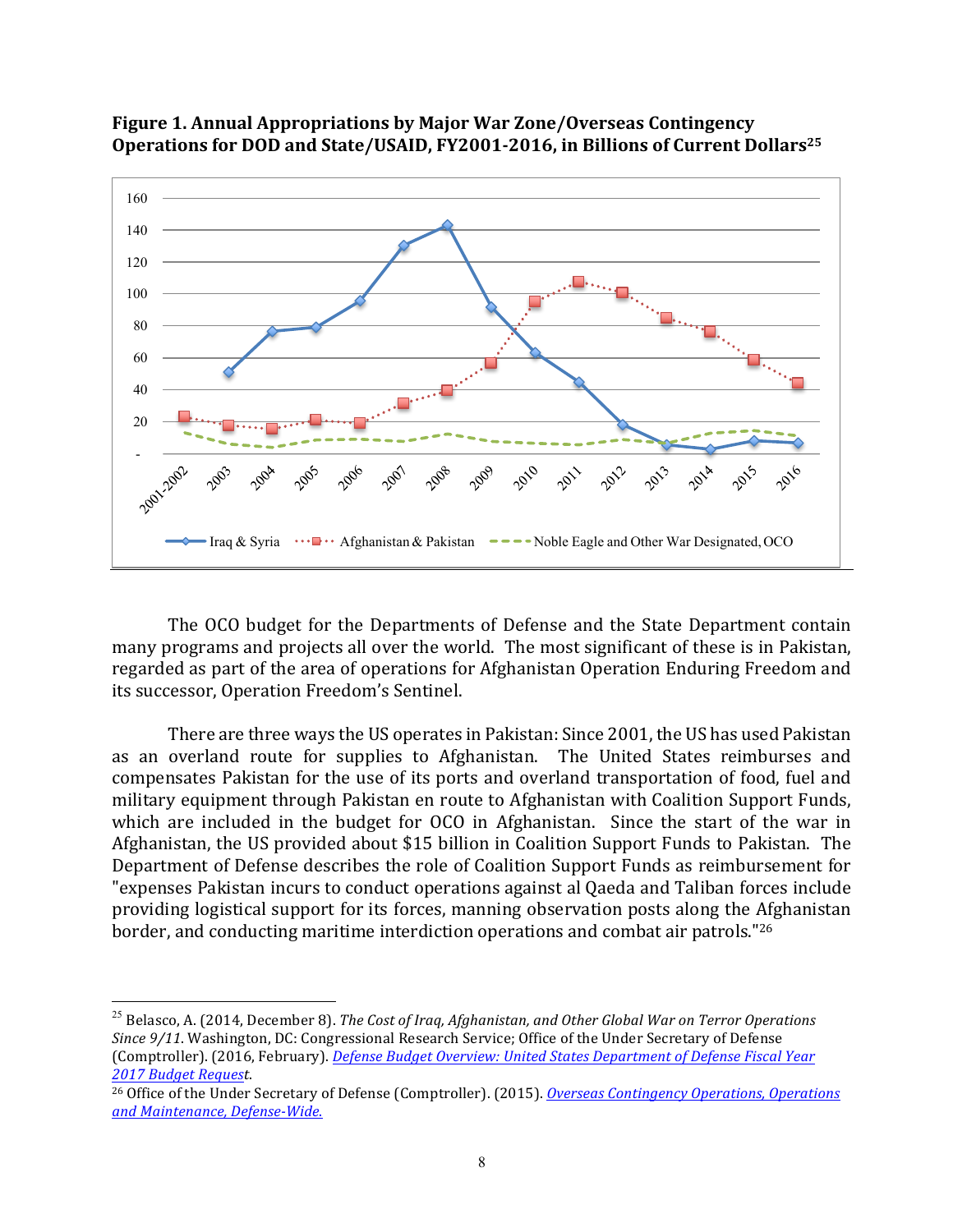**Figure 1. Annual Appropriations by Major War Zone/Overseas Contingency Operations for DOD and State/USAID, FY2001-2016, in Billions of Current Dollars[25]**

The OCO budget for the Departments of Defense and the State Department contain many programs and projects all over the world. The most significant of these is in Pakistan, regarded as part of the area of operations for Afghanistan Operation Enduring Freedom and its successor, Operation Freedom's Sentinel.

There are three ways the US operates in Pakistan: Since 2001, the US has used Pakistan as an overland route for supplies to Afghanistan. The United States reimburses and compensates Pakistan for the use of its ports and overland transportation of food, fuel and military equipment through Pakistan en route to Afghanistan with Coalition Support Funds, which are included in the budget for OCO in Afghanistan. Since the start of the war in Afghanistan, the US provided about $15 billion in Coalition Support Funds to Pakistan. The Department of Defense describes the role of Coalition Support Funds as reimbursement for "expenses Pakistan incurs to conduct operations against al Qaeda and Taliban forces include providing logistical support for its forces, manning observation posts along the Afghanistan border, and conducting maritime interdiction operations and combat air patrols."[26]

---

[25] Belasco, A. (2014, December 8). *The Cost of Iraq, Afghanistan, and Other Global War on Terror Operations Since 9/11.* Washington, DC: Congressional Research Service; Office of the Under Secretary of Defense (Comptroller). (2016, February). *Defense Budget Overview: United States Department of Defense Fiscal Year 2017 Budget Request*.

[26] Office of the Under Secretary of Defense (Comptroller). (2015). *Overseas Contingency Operations, Operations and Maintenance, Defense-Wide.*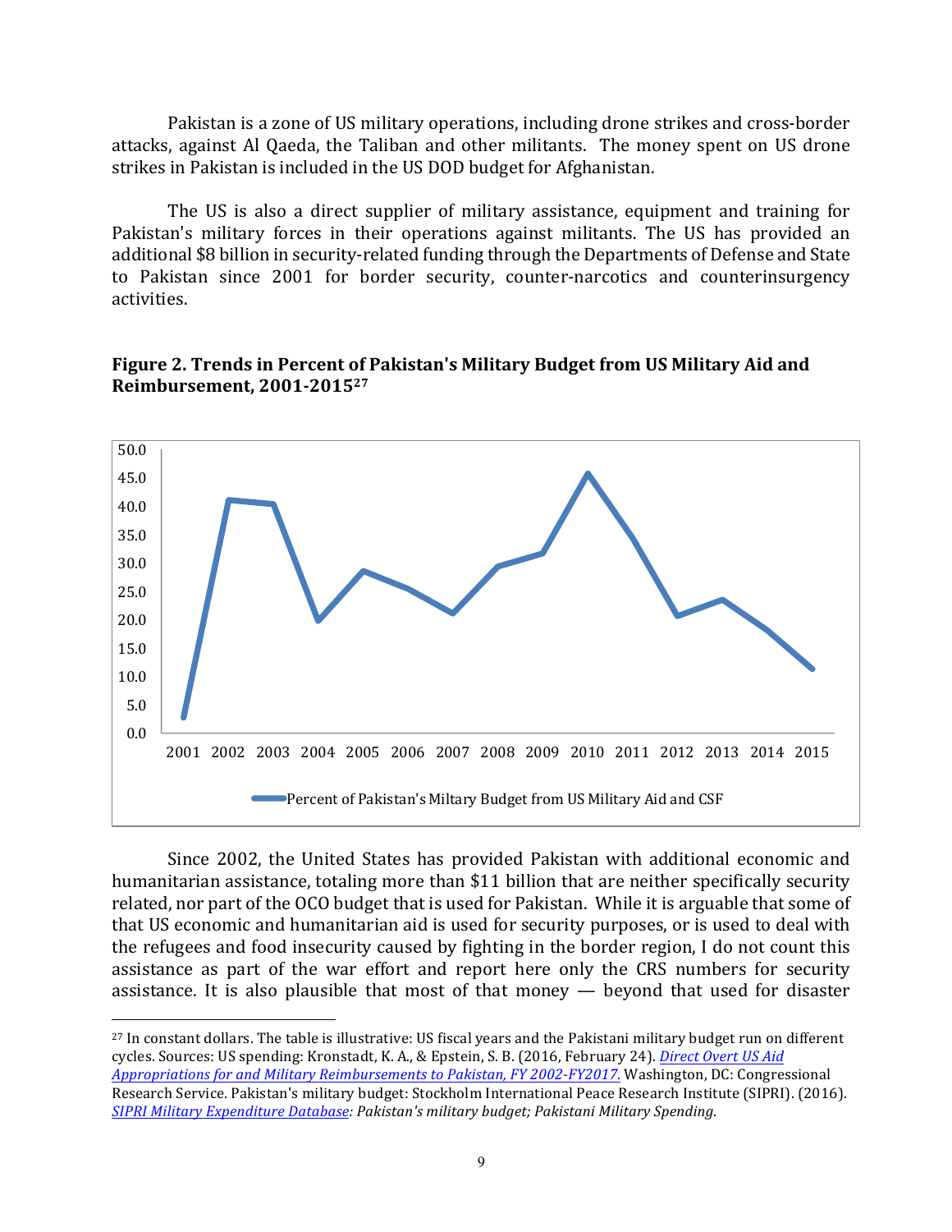Pakistan is a zone of US military operations, including drone strikes and cross-border attacks, against Al Qaeda, the Taliban and other militants. The money spent on US drone strikes in Pakistan is included in the US DOD budget for Afghanistan.

The US is also a direct supplier of military assistance, equipment and training for Pakistan's military forces in their operations against militants. The US has provided an additional $8 billion in security-related funding through the Departments of Defense and State to Pakistan since 2001 for border security, counter-narcotics and counterinsurgency activities.

**Figure 2. Trends in Percent of Pakistan's Military Budget from US Military Aid and Reimbursement, 2001-2015**[27]

Since 2002, the United States has provided Pakistan with additional economic and humanitarian assistance, totaling more than $11 billion that are neither specifically security related, nor part of the OCO budget that is used for Pakistan. While it is arguable that some of that US economic and humanitarian aid is used for security purposes, or is used to deal with the refugees and food insecurity caused by fighting in the border region, I do not count this assistance as part of the war effort and report here only the CRS numbers for security assistance. It is also plausible that most of that money — beyond that used for disaster

---

[27] In constant dollars. The table is illustrative: US fiscal years and the Pakistani military budget run on different cycles. Sources: US spending: Kronstadt, K. A., & Epstein, S. B. (2016, February 24). *Direct Overt US Aid Appropriations for and Military Reimbursements to Pakistan, FY 2002-FY2017.* Washington, DC: Congressional Research Service. Pakistan's military budget: Stockholm International Peace Research Institute (SIPRI). (2016). *SIPRI Military Expenditure Database: Pakistan's military budget; Pakistani Military Spending*.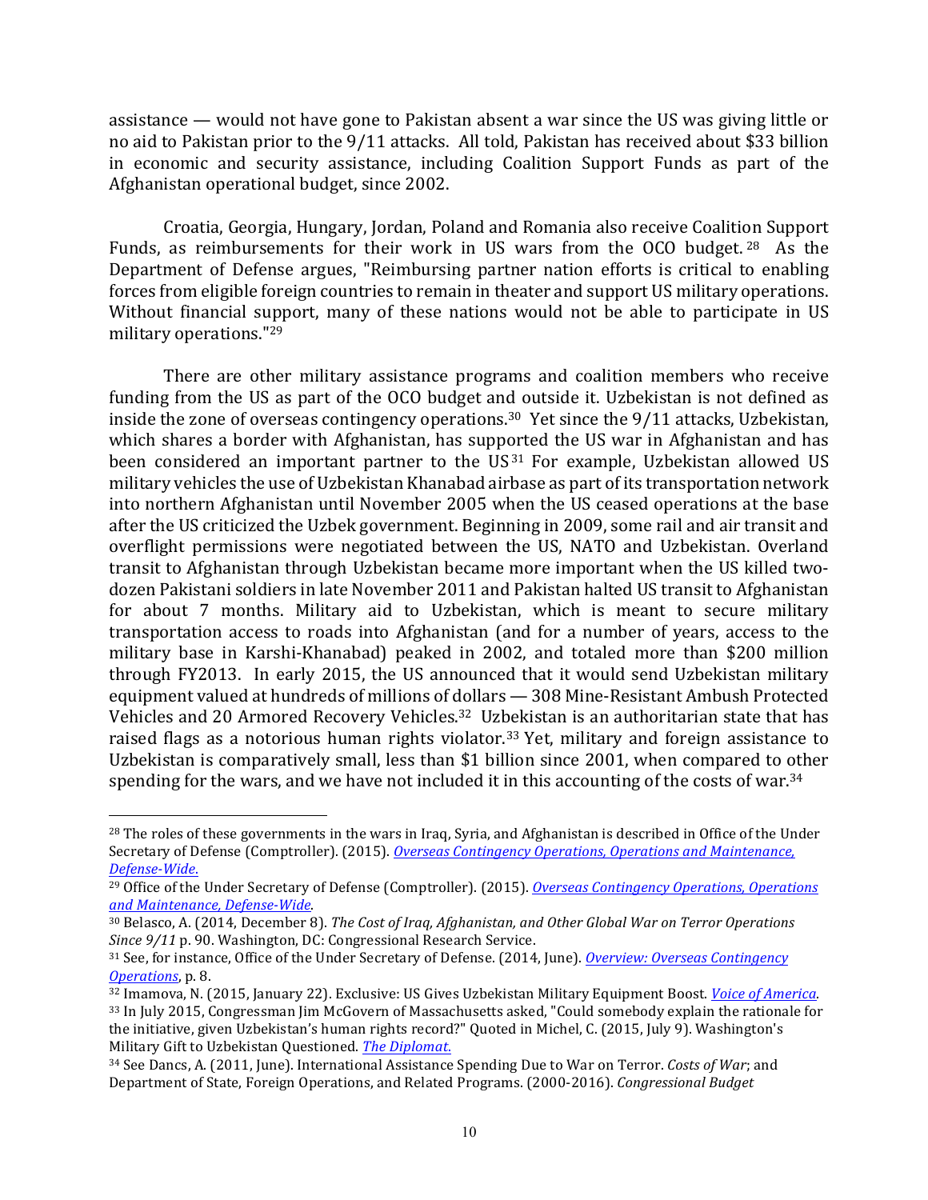assistance — would not have gone to Pakistan absent a war since the US was giving little or no aid to Pakistan prior to the 9/11 attacks. All told, Pakistan has received about $33 billion in economic and security assistance, including Coalition Support Funds as part of the Afghanistan operational budget, since 2002.

Croatia, Georgia, Hungary, Jordan, Poland and Romania also receive Coalition Support Funds, as reimbursements for their work in US wars from the OCO budget.[28] As the Department of Defense argues, "Reimbursing partner nation efforts is critical to enabling forces from eligible foreign countries to remain in theater and support US military operations. Without financial support, many of these nations would not be able to participate in US military operations."[29]

There are other military assistance programs and coalition members who receive funding from the US as part of the OCO budget and outside it. Uzbekistan is not defined as inside the zone of overseas contingency operations.[30] Yet since the 9/11 attacks, Uzbekistan, which shares a border with Afghanistan, has supported the US war in Afghanistan and has been considered an important partner to the US[31] For example, Uzbekistan allowed US military vehicles the use of Uzbekistan Khanabad airbase as part of its transportation network into northern Afghanistan until November 2005 when the US ceased operations at the base after the US criticized the Uzbek government. Beginning in 2009, some rail and air transit and overflight permissions were negotiated between the US, NATO and Uzbekistan. Overland transit to Afghanistan through Uzbekistan became more important when the US killed two-dozen Pakistani soldiers in late November 2011 and Pakistan halted US transit to Afghanistan for about 7 months. Military aid to Uzbekistan, which is meant to secure military transportation access to roads into Afghanistan (and for a number of years, access to the military base in Karshi-Khanabad) peaked in 2002, and totaled more than $200 million through FY2013. In early 2015, the US announced that it would send Uzbekistan military equipment valued at hundreds of millions of dollars — 308 Mine-Resistant Ambush Protected Vehicles and 20 Armored Recovery Vehicles.[32] Uzbekistan is an authoritarian state that has raised flags as a notorious human rights violator.[33] Yet, military and foreign assistance to Uzbekistan is comparatively small, less than $1 billion since 2001, when compared to other spending for the wars, and we have not included it in this accounting of the costs of war.[34]

---

[28] The roles of these governments in the wars in Iraq, Syria, and Afghanistan is described in Office of the Under Secretary of Defense (Comptroller). (2015). *Overseas Contingency Operations, Operations and Maintenance, Defense-Wide*.

[29] Office of the Under Secretary of Defense (Comptroller). (2015). *Overseas Contingency Operations, Operations and Maintenance, Defense-Wide*.

[30] Belasco, A. (2014, December 8). *The Cost of Iraq, Afghanistan, and Other Global War on Terror Operations Since 9/11* p. 90. Washington, DC: Congressional Research Service.

[31] See, for instance, Office of the Under Secretary of Defense. (2014, June). *Overview: Overseas Contingency Operations*, p. 8.

[32] Imamova, N. (2015, January 22). Exclusive: US Gives Uzbekistan Military Equipment Boost. *Voice of America*.

[33] In July 2015, Congressman Jim McGovern of Massachusetts asked, "Could somebody explain the rationale for the initiative, given Uzbekistan's human rights record?" Quoted in Michel, C. (2015, July 9). Washington's Military Gift to Uzbekistan Questioned. *The Diplomat*.

[34] See Dancs, A. (2011, June). International Assistance Spending Due to War on Terror. *Costs of War*; and Department of State, Foreign Operations, and Related Programs. (2000-2016). *Congressional Budget*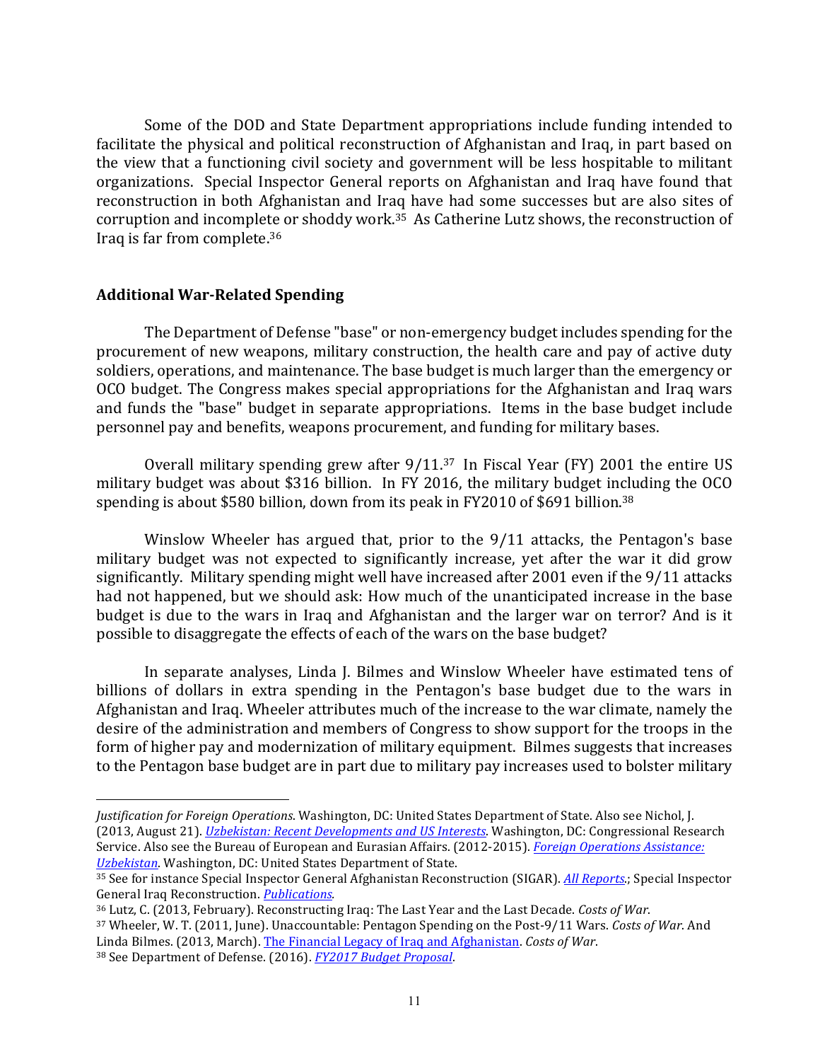Some of the DOD and State Department appropriations include funding intended to facilitate the physical and political reconstruction of Afghanistan and Iraq, in part based on the view that a functioning civil society and government will be less hospitable to militant organizations. Special Inspector General reports on Afghanistan and Iraq have found that reconstruction in both Afghanistan and Iraq have had some successes but are also sites of corruption and incomplete or shoddy work.[35] As Catherine Lutz shows, the reconstruction of Iraq is far from complete.[36]

## Additional War-Related Spending

The Department of Defense "base" or non-emergency budget includes spending for the procurement of new weapons, military construction, the health care and pay of active duty soldiers, operations, and maintenance. The base budget is much larger than the emergency or OCO budget. The Congress makes special appropriations for the Afghanistan and Iraq wars and funds the "base" budget in separate appropriations. Items in the base budget include personnel pay and benefits, weapons procurement, and funding for military bases.

Overall military spending grew after 9/11.[37] In Fiscal Year (FY) 2001 the entire US military budget was about $316 billion. In FY 2016, the military budget including the OCO spending is about $580 billion, down from its peak in FY2010 of $691 billion.[38]

Winslow Wheeler has argued that, prior to the 9/11 attacks, the Pentagon's base military budget was not expected to significantly increase, yet after the war it did grow significantly. Military spending might well have increased after 2001 even if the 9/11 attacks had not happened, but we should ask: How much of the unanticipated increase in the base budget is due to the wars in Iraq and Afghanistan and the larger war on terror? And is it possible to disaggregate the effects of each of the wars on the base budget?

In separate analyses, Linda J. Bilmes and Winslow Wheeler have estimated tens of billions of dollars in extra spending in the Pentagon's base budget due to the wars in Afghanistan and Iraq. Wheeler attributes much of the increase to the war climate, namely the desire of the administration and members of Congress to show support for the troops in the form of higher pay and modernization of military equipment. Bilmes suggests that increases to the Pentagon base budget are in part due to military pay increases used to bolster military

---

*Justification for Foreign Operations*. Washington, DC: United States Department of State. Also see Nichol, J. (2013, August 21). *Uzbekistan: Recent Developments and US Interests*. Washington, DC: Congressional Research Service. Also see the Bureau of European and Eurasian Affairs. (2012-2015). *Foreign Operations Assistance: Uzbekistan*. Washington, DC: United States Department of State.

[35] See for instance Special Inspector General Afghanistan Reconstruction (SIGAR). *All Reports*.; Special Inspector General Iraq Reconstruction. *Publications*.

[36] Lutz, C. (2013, February). Reconstructing Iraq: The Last Year and the Last Decade. *Costs of War*.

[37] Wheeler, W. T. (2011, June). Unaccountable: Pentagon Spending on the Post-9/11 Wars. *Costs of War*. And Linda Bilmes. (2013, March). The Financial Legacy of Iraq and Afghanistan. *Costs of War*.

[38] See Department of Defense. (2016). *FY2017 Budget Proposal*.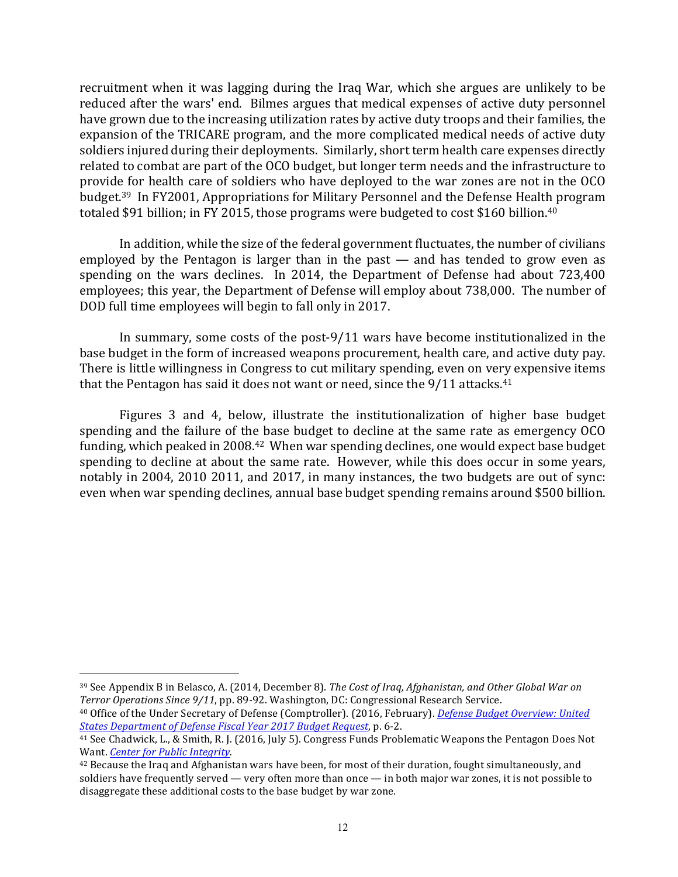recruitment when it was lagging during the Iraq War, which she argues are unlikely to be reduced after the wars' end. Bilmes argues that medical expenses of active duty personnel have grown due to the increasing utilization rates by active duty troops and their families, the expansion of the TRICARE program, and the more complicated medical needs of active duty soldiers injured during their deployments. Similarly, short term health care expenses directly related to combat are part of the OCO budget, but longer term needs and the infrastructure to provide for health care of soldiers who have deployed to the war zones are not in the OCO budget.[39] In FY2001, Appropriations for Military Personnel and the Defense Health program totaled $91 billion; in FY 2015, those programs were budgeted to cost $160 billion.[40]

In addition, while the size of the federal government fluctuates, the number of civilians employed by the Pentagon is larger than in the past — and has tended to grow even as spending on the wars declines. In 2014, the Department of Defense had about 723,400 employees; this year, the Department of Defense will employ about 738,000. The number of DOD full time employees will begin to fall only in 2017.

In summary, some costs of the post-9/11 wars have become institutionalized in the base budget in the form of increased weapons procurement, health care, and active duty pay. There is little willingness in Congress to cut military spending, even on very expensive items that the Pentagon has said it does not want or need, since the 9/11 attacks.[41]

Figures 3 and 4, below, illustrate the institutionalization of higher base budget spending and the failure of the base budget to decline at the same rate as emergency OCO funding, which peaked in 2008.[42] When war spending declines, one would expect base budget spending to decline at about the same rate. However, while this does occur in some years, notably in 2004, 2010 2011, and 2017, in many instances, the two budgets are out of sync: even when war spending declines, annual base budget spending remains around $500 billion.

---

[39] See Appendix B in Belasco, A. (2014, December 8). *The Cost of Iraq, Afghanistan, and Other Global War on Terror Operations Since 9/11*, pp. 89-92. Washington, DC: Congressional Research Service.

[40] Office of the Under Secretary of Defense (Comptroller). (2016, February). *Defense Budget Overview: United States Department of Defense Fiscal Year 2017 Budget Request*, p. 6-2.

[41] See Chadwick, L., & Smith, R. J. (2016, July 5). Congress Funds Problematic Weapons the Pentagon Does Not Want. *Center for Public Integrity.*

[42] Because the Iraq and Afghanistan wars have been, for most of their duration, fought simultaneously, and soldiers have frequently served — very often more than once — in both major war zones, it is not possible to disaggregate these additional costs to the base budget by war zone.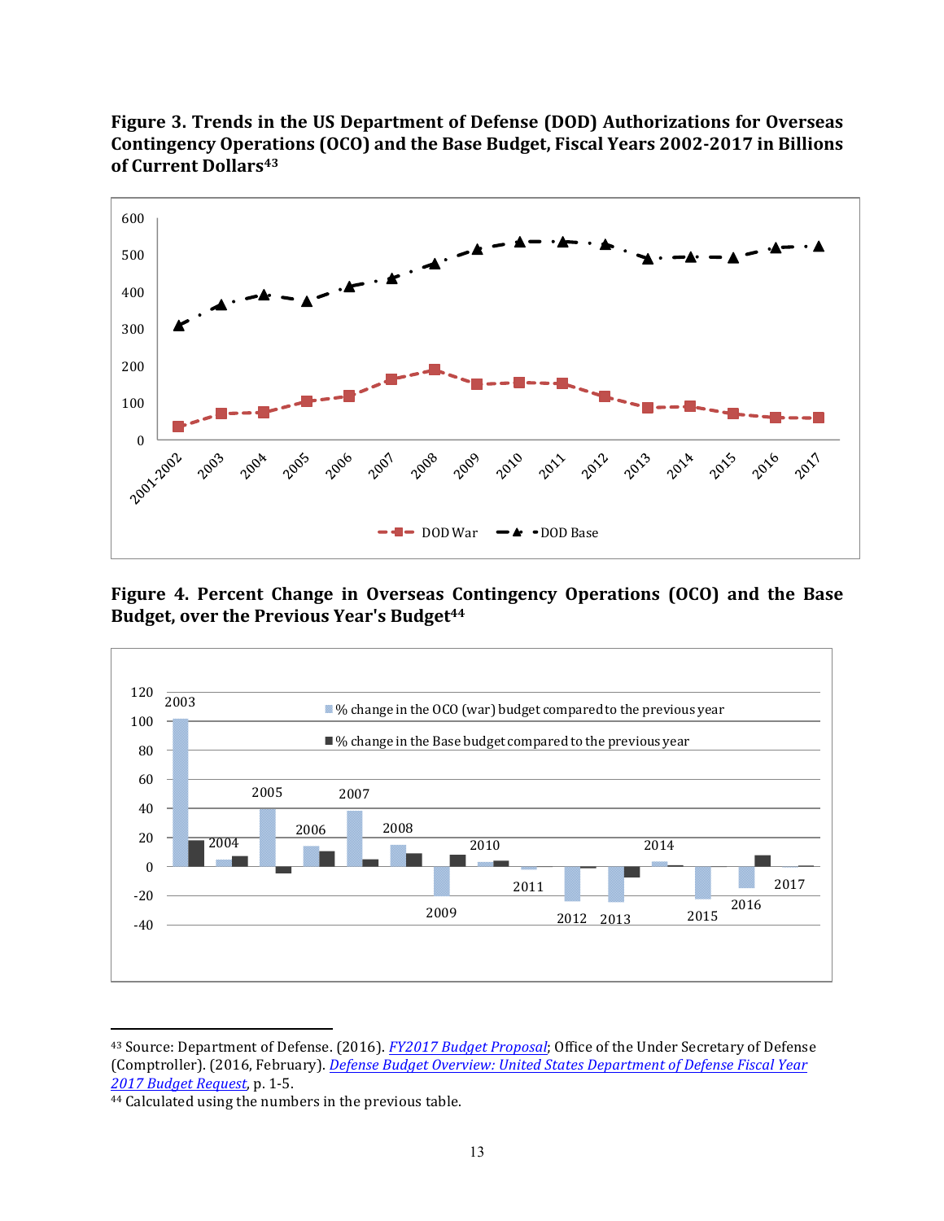**Figure 3. Trends in the US Department of Defense (DOD) Authorizations for Overseas Contingency Operations (OCO) and the Base Budget, Fiscal Years 2002-2017 in Billions of Current Dollars**[43]

**Figure 4. Percent Change in Overseas Contingency Operations (OCO) and the Base Budget, over the Previous Year's Budget**[44]

---

[43] Source: Department of Defense. (2016). *FY2017 Budget Proposal*; Office of the Under Secretary of Defense (Comptroller). (2016, February). *Defense Budget Overview: United States Department of Defense Fiscal Year 2017 Budget Request*, p. 1-5.

[44] Calculated using the numbers in the previous table.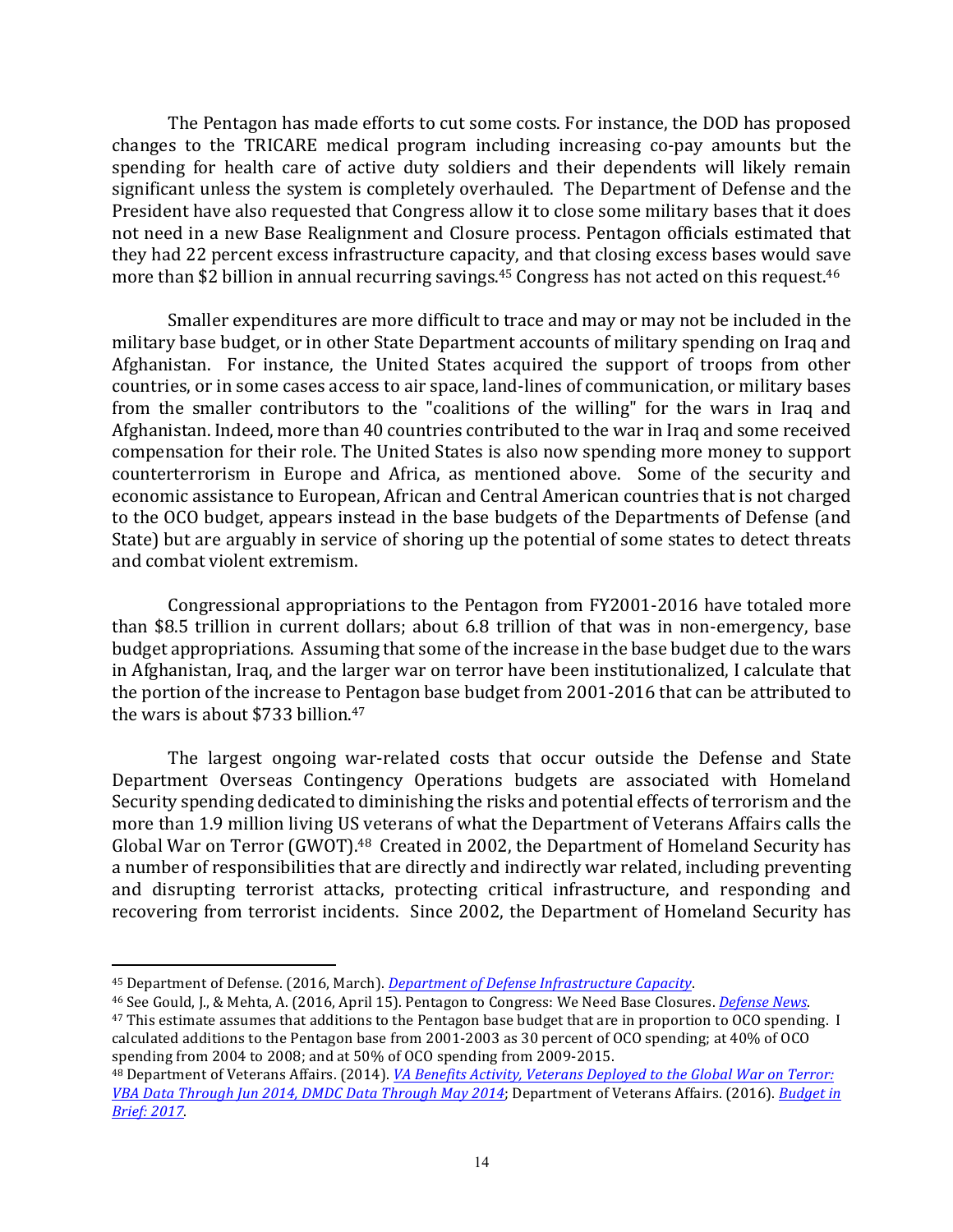The Pentagon has made efforts to cut some costs. For instance, the DOD has proposed changes to the TRICARE medical program including increasing co-pay amounts but the spending for health care of active duty soldiers and their dependents will likely remain significant unless the system is completely overhauled. The Department of Defense and the President have also requested that Congress allow it to close some military bases that it does not need in a new Base Realignment and Closure process. Pentagon officials estimated that they had 22 percent excess infrastructure capacity, and that closing excess bases would save more than $2 billion in annual recurring savings.[45] Congress has not acted on this request.[46]

Smaller expenditures are more difficult to trace and may or may not be included in the military base budget, or in other State Department accounts of military spending on Iraq and Afghanistan. For instance, the United States acquired the support of troops from other countries, or in some cases access to air space, land-lines of communication, or military bases from the smaller contributors to the "coalitions of the willing" for the wars in Iraq and Afghanistan. Indeed, more than 40 countries contributed to the war in Iraq and some received compensation for their role. The United States is also now spending more money to support counterterrorism in Europe and Africa, as mentioned above. Some of the security and economic assistance to European, African and Central American countries that is not charged to the OCO budget, appears instead in the base budgets of the Departments of Defense (and State) but are arguably in service of shoring up the potential of some states to detect threats and combat violent extremism.

Congressional appropriations to the Pentagon from FY2001-2016 have totaled more than $8.5 trillion in current dollars; about 6.8 trillion of that was in non-emergency, base budget appropriations. Assuming that some of the increase in the base budget due to the wars in Afghanistan, Iraq, and the larger war on terror have been institutionalized, I calculate that the portion of the increase to Pentagon base budget from 2001-2016 that can be attributed to the wars is about $733 billion.[47]

The largest ongoing war-related costs that occur outside the Defense and State Department Overseas Contingency Operations budgets are associated with Homeland Security spending dedicated to diminishing the risks and potential effects of terrorism and the more than 1.9 million living US veterans of what the Department of Veterans Affairs calls the Global War on Terror (GWOT).[48] Created in 2002, the Department of Homeland Security has a number of responsibilities that are directly and indirectly war related, including preventing and disrupting terrorist attacks, protecting critical infrastructure, and responding and recovering from terrorist incidents. Since 2002, the Department of Homeland Security has

---

[45] Department of Defense. (2016, March). *Department of Defense Infrastructure Capacity*.

[46] See Gould, J., & Mehta, A. (2016, April 15). Pentagon to Congress: We Need Base Closures. *Defense News*.

[47] This estimate assumes that additions to the Pentagon base budget that are in proportion to OCO spending. I calculated additions to the Pentagon base from 2001-2003 as 30 percent of OCO spending; at 40% of OCO spending from 2004 to 2008; and at 50% of OCO spending from 2009-2015.

[48] Department of Veterans Affairs. (2014). *VA Benefits Activity, Veterans Deployed to the Global War on Terror: VBA Data Through Jun 2014, DMDC Data Through May 2014*; Department of Veterans Affairs. (2016). *Budget in Brief: 2017*.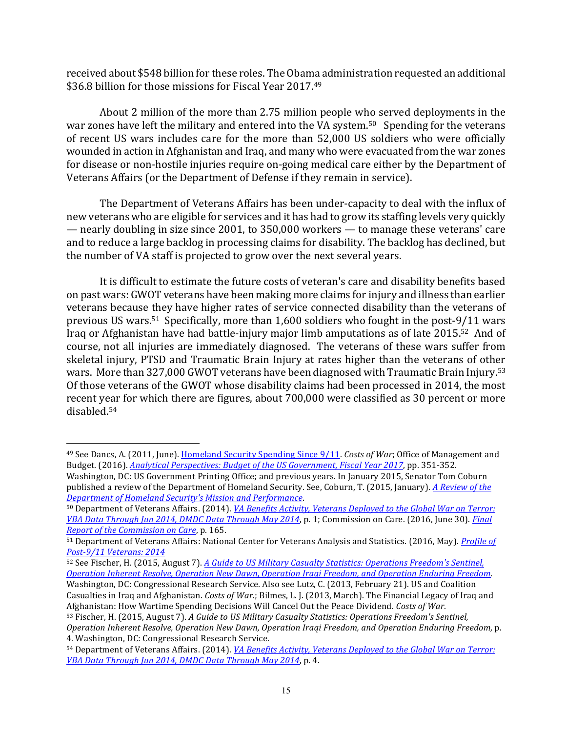received about $548 billion for these roles. The Obama administration requested an additional $36.8 billion for those missions for Fiscal Year 2017.[49]

About 2 million of the more than 2.75 million people who served deployments in the war zones have left the military and entered into the VA system.[50] Spending for the veterans of recent US wars includes care for the more than 52,000 US soldiers who were officially wounded in action in Afghanistan and Iraq, and many who were evacuated from the war zones for disease or non-hostile injuries require on-going medical care either by the Department of Veterans Affairs (or the Department of Defense if they remain in service).

The Department of Veterans Affairs has been under-capacity to deal with the influx of new veterans who are eligible for services and it has had to grow its staffing levels very quickly — nearly doubling in size since 2001, to 350,000 workers — to manage these veterans' care and to reduce a large backlog in processing claims for disability. The backlog has declined, but the number of VA staff is projected to grow over the next several years.

It is difficult to estimate the future costs of veteran's care and disability benefits based on past wars: GWOT veterans have been making more claims for injury and illness than earlier veterans because they have higher rates of service connected disability than the veterans of previous US wars.[51] Specifically, more than 1,600 soldiers who fought in the post-9/11 wars Iraq or Afghanistan have had battle-injury major limb amputations as of late 2015.[52] And of course, not all injuries are immediately diagnosed. The veterans of these wars suffer from skeletal injury, PTSD and Traumatic Brain Injury at rates higher than the veterans of other wars. More than 327,000 GWOT veterans have been diagnosed with Traumatic Brain Injury.[53] Of those veterans of the GWOT whose disability claims had been processed in 2014, the most recent year for which there are figures, about 700,000 were classified as 30 percent or more disabled.[54]

---

[49] See Dancs, A. (2011, June). Homeland Security Spending Since 9/11. *Costs of War*; Office of Management and Budget. (2016). *Analytical Perspectives: Budget of the US Government, Fiscal Year 2017*, pp. 351-352. Washington, DC: US Government Printing Office; and previous years. In January 2015, Senator Tom Coburn published a review of the Department of Homeland Security. See, Coburn, T. (2015, January). *A Review of the Department of Homeland Security's Mission and Performance*.

[50] Department of Veterans Affairs. (2014). *VA Benefits Activity, Veterans Deployed to the Global War on Terror: VBA Data Through Jun 2014, DMDC Data Through May 2014*, p. 1; Commission on Care. (2016, June 30). *Final Report of the Commission on Care*, p. 165.

[51] Department of Veterans Affairs: National Center for Veterans Analysis and Statistics. (2016, May). *Profile of Post-9/11 Veterans: 2014*

[52] See Fischer, H. (2015, August 7). *A Guide to US Military Casualty Statistics: Operations Freedom's Sentinel, Operation Inherent Resolve, Operation New Dawn, Operation Iraqi Freedom, and Operation Enduring Freedom*. Washington, DC: Congressional Research Service. Also see Lutz, C. (2013, February 21). US and Coalition Casualties in Iraq and Afghanistan. *Costs of War*.; Bilmes, L. J. (2013, March). The Financial Legacy of Iraq and Afghanistan: How Wartime Spending Decisions Will Cancel Out the Peace Dividend. *Costs of War*.

[53] Fischer, H. (2015, August 7). *A Guide to US Military Casualty Statistics: Operations Freedom's Sentinel, Operation Inherent Resolve, Operation New Dawn, Operation Iraqi Freedom, and Operation Enduring Freedom*, p. 4. Washington, DC: Congressional Research Service.

[54] Department of Veterans Affairs. (2014). *VA Benefits Activity, Veterans Deployed to the Global War on Terror: VBA Data Through Jun 2014, DMDC Data Through May 2014*, p. 4.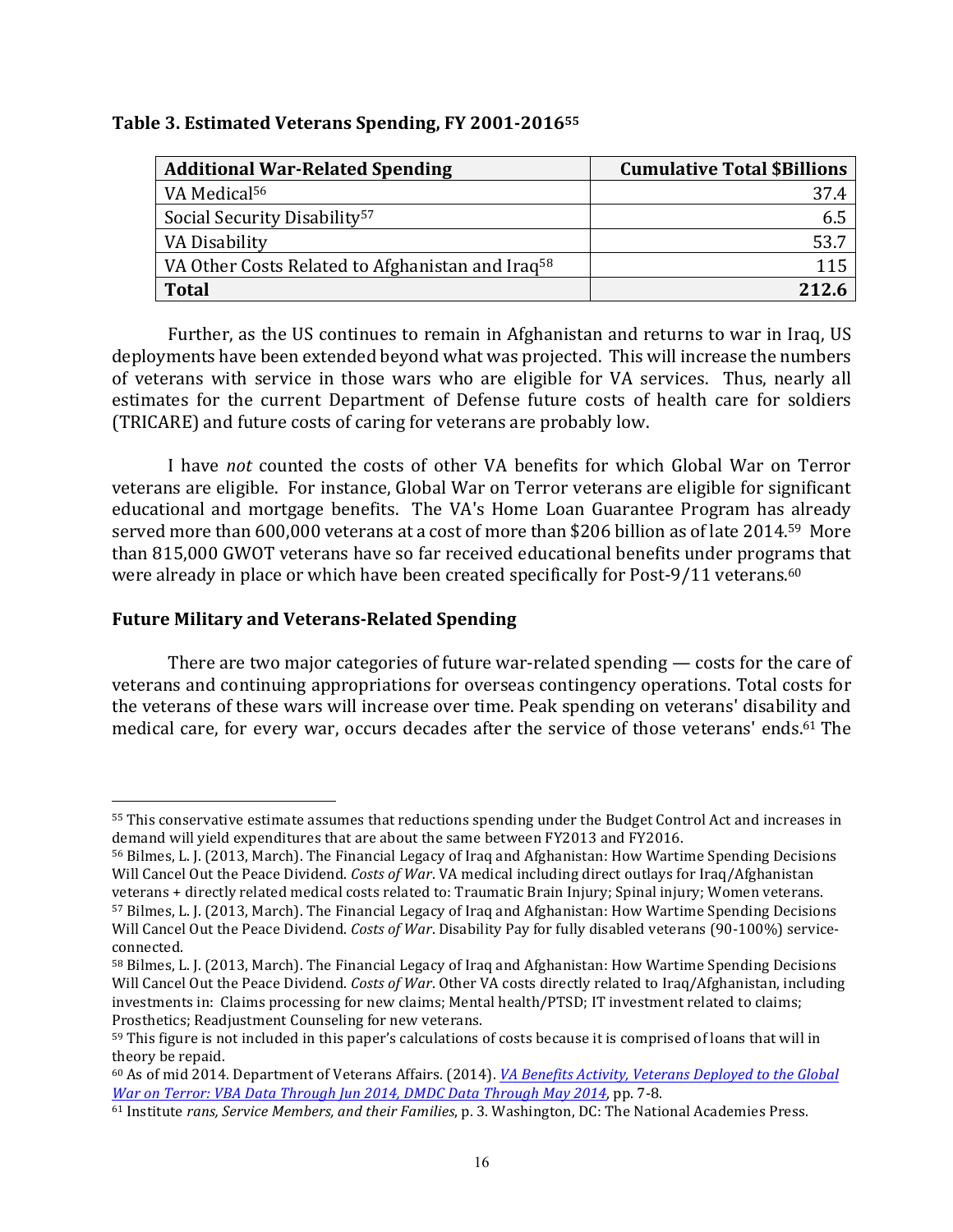**Table 3. Estimated Veterans Spending, FY 2001-2016[55]**

| Additional War-Related Spending | Cumulative Total $Billions |
|---|---|
| VA Medical[56] | 37.4 |
| Social Security Disability[57] | 6.5 |
| VA Disability | 53.7 |
| VA Other Costs Related to Afghanistan and Iraq[58] | 115 |
| **Total** | **212.6** |

Further, as the US continues to remain in Afghanistan and returns to war in Iraq, US deployments have been extended beyond what was projected. This will increase the numbers of veterans with service in those wars who are eligible for VA services. Thus, nearly all estimates for the current Department of Defense future costs of health care for soldiers (TRICARE) and future costs of caring for veterans are probably low.

I have *not* counted the costs of other VA benefits for which Global War on Terror veterans are eligible. For instance, Global War on Terror veterans are eligible for significant educational and mortgage benefits. The VA's Home Loan Guarantee Program has already served more than 600,000 veterans at a cost of more than $206 billion as of late 2014.[59] More than 815,000 GWOT veterans have so far received educational benefits under programs that were already in place or which have been created specifically for Post-9/11 veterans.[60]

### Future Military and Veterans-Related Spending

There are two major categories of future war-related spending — costs for the care of veterans and continuing appropriations for overseas contingency operations. Total costs for the veterans of these wars will increase over time. Peak spending on veterans' disability and medical care, for every war, occurs decades after the service of those veterans' ends.[61] The

---

[55] This conservative estimate assumes that reductions spending under the Budget Control Act and increases in demand will yield expenditures that are about the same between FY2013 and FY2016.

[56] Bilmes, L. J. (2013, March). The Financial Legacy of Iraq and Afghanistan: How Wartime Spending Decisions Will Cancel Out the Peace Dividend. *Costs of War*. VA medical including direct outlays for Iraq/Afghanistan veterans + directly related medical costs related to: Traumatic Brain Injury; Spinal injury; Women veterans.

[57] Bilmes, L. J. (2013, March). The Financial Legacy of Iraq and Afghanistan: How Wartime Spending Decisions Will Cancel Out the Peace Dividend. *Costs of War*. Disability Pay for fully disabled veterans (90-100%) service-connected.

[58] Bilmes, L. J. (2013, March). The Financial Legacy of Iraq and Afghanistan: How Wartime Spending Decisions Will Cancel Out the Peace Dividend. *Costs of War*. Other VA costs directly related to Iraq/Afghanistan, including investments in: Claims processing for new claims; Mental health/PTSD; IT investment related to claims; Prosthetics; Readjustment Counseling for new veterans.

[59] This figure is not included in this paper's calculations of costs because it is comprised of loans that will in theory be repaid.

[60] As of mid 2014. Department of Veterans Affairs. (2014). *VA Benefits Activity, Veterans Deployed to the Global War on Terror: VBA Data Through Jun 2014, DMDC Data Through May 2014*, pp. 7-8.

[61] Institute *rans, Service Members, and their Families*, p. 3. Washington, DC: The National Academies Press.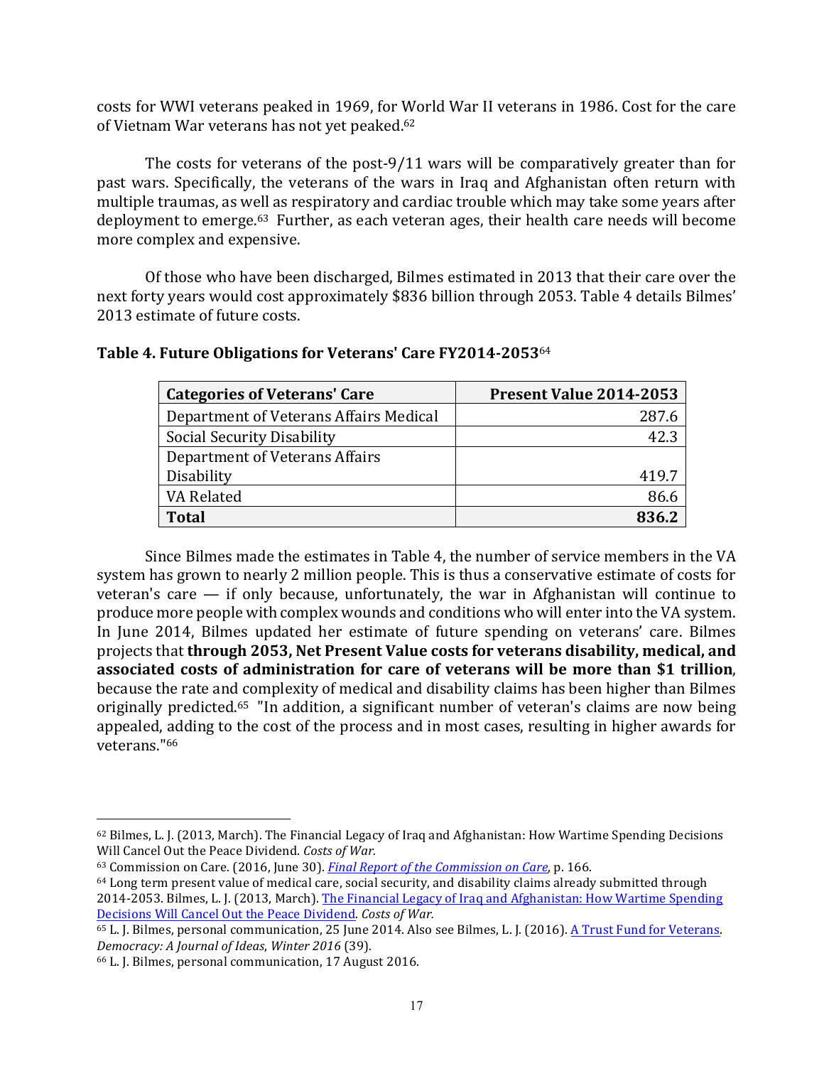costs for WWI veterans peaked in 1969, for World War II veterans in 1986. Cost for the care of Vietnam War veterans has not yet peaked.[62]

The costs for veterans of the post-9/11 wars will be comparatively greater than for past wars. Specifically, the veterans of the wars in Iraq and Afghanistan often return with multiple traumas, as well as respiratory and cardiac trouble which may take some years after deployment to emerge.[63] Further, as each veteran ages, their health care needs will become more complex and expensive.

Of those who have been discharged, Bilmes estimated in 2013 that their care over the next forty years would cost approximately $836 billion through 2053. Table 4 details Bilmes' 2013 estimate of future costs.

**Table 4. Future Obligations for Veterans' Care FY2014-2053**[64]

| Categories of Veterans' Care | Present Value 2014-2053 |
|---|---:|
| Department of Veterans Affairs Medical | 287.6 |
| Social Security Disability | 42.3 |
| Department of Veterans Affairs Disability | 419.7 |
| VA Related | 86.6 |
| **Total** | **836.2** |

Since Bilmes made the estimates in Table 4, the number of service members in the VA system has grown to nearly 2 million people. This is thus a conservative estimate of costs for veteran's care — if only because, unfortunately, the war in Afghanistan will continue to produce more people with complex wounds and conditions who will enter into the VA system. In June 2014, Bilmes updated her estimate of future spending on veterans' care. Bilmes projects that **through 2053, Net Present Value costs for veterans disability, medical, and associated costs of administration for care of veterans will be more than $1 trillion**, because the rate and complexity of medical and disability claims has been higher than Bilmes originally predicted.[65] "In addition, a significant number of veteran's claims are now being appealed, adding to the cost of the process and in most cases, resulting in higher awards for veterans."[66]

---

[62] Bilmes, L. J. (2013, March). The Financial Legacy of Iraq and Afghanistan: How Wartime Spending Decisions Will Cancel Out the Peace Dividend. *Costs of War.*

[63] Commission on Care. (2016, June 30). *Final Report of the Commission on Care*, p. 166.

[64] Long term present value of medical care, social security, and disability claims already submitted through 2014-2053. Bilmes, L. J. (2013, March). The Financial Legacy of Iraq and Afghanistan: How Wartime Spending Decisions Will Cancel Out the Peace Dividend. *Costs of War.*

[65] L. J. Bilmes, personal communication, 25 June 2014. Also see Bilmes, L. J. (2016). A Trust Fund for Veterans. *Democracy: A Journal of Ideas*, *Winter 2016* (39).

[66] L. J. Bilmes, personal communication, 17 August 2016.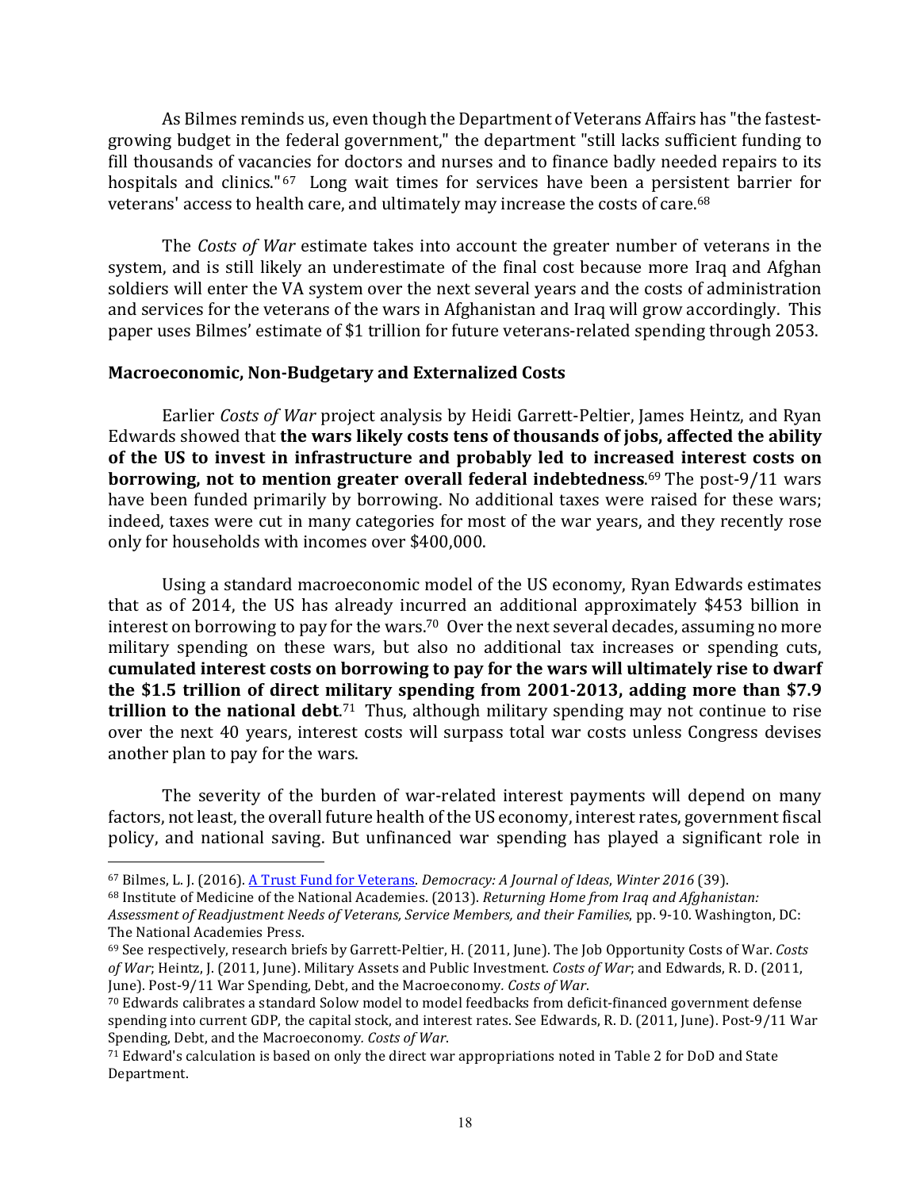As Bilmes reminds us, even though the Department of Veterans Affairs has "the fastest-growing budget in the federal government," the department "still lacks sufficient funding to fill thousands of vacancies for doctors and nurses and to finance badly needed repairs to its hospitals and clinics."[67] Long wait times for services have been a persistent barrier for veterans' access to health care, and ultimately may increase the costs of care.[68]

The *Costs of War* estimate takes into account the greater number of veterans in the system, and is still likely an underestimate of the final cost because more Iraq and Afghan soldiers will enter the VA system over the next several years and the costs of administration and services for the veterans of the wars in Afghanistan and Iraq will grow accordingly. This paper uses Bilmes' estimate of $1 trillion for future veterans-related spending through 2053.

### Macroeconomic, Non-Budgetary and Externalized Costs

Earlier *Costs of War* project analysis by Heidi Garrett-Peltier, James Heintz, and Ryan Edwards showed that **the wars likely costs tens of thousands of jobs, affected the ability of the US to invest in infrastructure and probably led to increased interest costs on borrowing, not to mention greater overall federal indebtedness**.[69] The post-9/11 wars have been funded primarily by borrowing. No additional taxes were raised for these wars; indeed, taxes were cut in many categories for most of the war years, and they recently rose only for households with incomes over $400,000.

Using a standard macroeconomic model of the US economy, Ryan Edwards estimates that as of 2014, the US has already incurred an additional approximately $453 billion in interest on borrowing to pay for the wars.[70] Over the next several decades, assuming no more military spending on these wars, but also no additional tax increases or spending cuts, **cumulated interest costs on borrowing to pay for the wars will ultimately rise to dwarf the $1.5 trillion of direct military spending from 2001-2013, adding more than $7.9 trillion to the national debt**.[71] Thus, although military spending may not continue to rise over the next 40 years, interest costs will surpass total war costs unless Congress devises another plan to pay for the wars.

The severity of the burden of war-related interest payments will depend on many factors, not least, the overall future health of the US economy, interest rates, government fiscal policy, and national saving. But unfinanced war spending has played a significant role in

---

[67] Bilmes, L. J. (2016). A Trust Fund for Veterans. *Democracy: A Journal of Ideas*, *Winter 2016* (39).

[68] Institute of Medicine of the National Academies. (2013). *Returning Home from Iraq and Afghanistan: Assessment of Readjustment Needs of Veterans, Service Members, and their Families*, pp. 9-10. Washington, DC: The National Academies Press.

[69] See respectively, research briefs by Garrett-Peltier, H. (2011, June). The Job Opportunity Costs of War. *Costs of War*; Heintz, J. (2011, June). Military Assets and Public Investment. *Costs of War*; and Edwards, R. D. (2011, June). Post-9/11 War Spending, Debt, and the Macroeconomy. *Costs of War*.

[70] Edwards calibrates a standard Solow model to model feedbacks from deficit-financed government defense spending into current GDP, the capital stock, and interest rates. See Edwards, R. D. (2011, June). Post-9/11 War Spending, Debt, and the Macroeconomy. *Costs of War*.

[71] Edward's calculation is based on only the direct war appropriations noted in Table 2 for DoD and State Department.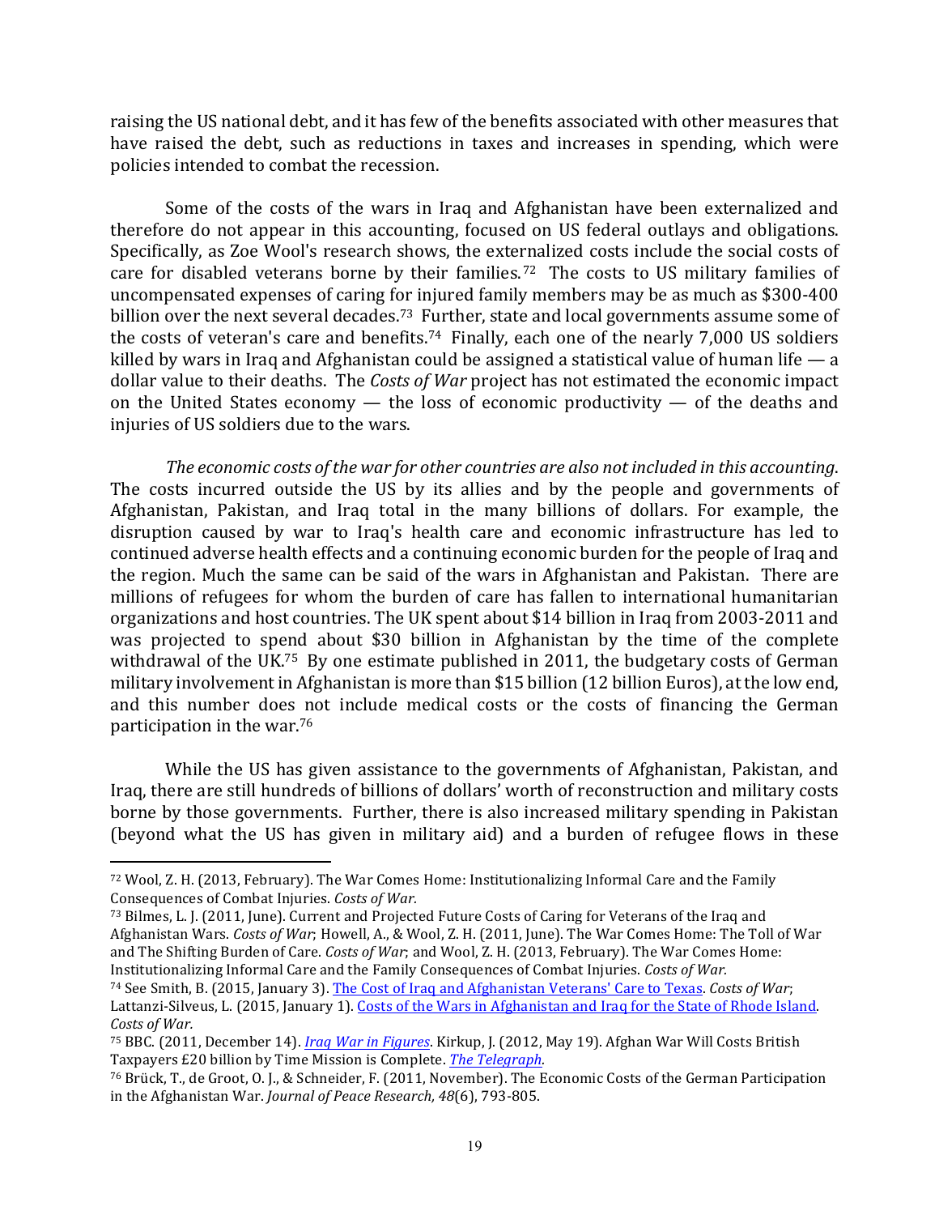raising the US national debt, and it has few of the benefits associated with other measures that have raised the debt, such as reductions in taxes and increases in spending, which were policies intended to combat the recession.

Some of the costs of the wars in Iraq and Afghanistan have been externalized and therefore do not appear in this accounting, focused on US federal outlays and obligations. Specifically, as Zoe Wool's research shows, the externalized costs include the social costs of care for disabled veterans borne by their families.[72] The costs to US military families of uncompensated expenses of caring for injured family members may be as much as $300-400 billion over the next several decades.[73] Further, state and local governments assume some of the costs of veteran's care and benefits.[74] Finally, each one of the nearly 7,000 US soldiers killed by wars in Iraq and Afghanistan could be assigned a statistical value of human life — a dollar value to their deaths. The *Costs of War* project has not estimated the economic impact on the United States economy — the loss of economic productivity — of the deaths and injuries of US soldiers due to the wars.

*The economic costs of the war for other countries are also not included in this accounting*. The costs incurred outside the US by its allies and by the people and governments of Afghanistan, Pakistan, and Iraq total in the many billions of dollars. For example, the disruption caused by war to Iraq's health care and economic infrastructure has led to continued adverse health effects and a continuing economic burden for the people of Iraq and the region. Much the same can be said of the wars in Afghanistan and Pakistan. There are millions of refugees for whom the burden of care has fallen to international humanitarian organizations and host countries. The UK spent about $14 billion in Iraq from 2003-2011 and was projected to spend about $30 billion in Afghanistan by the time of the complete withdrawal of the UK.[75] By one estimate published in 2011, the budgetary costs of German military involvement in Afghanistan is more than $15 billion (12 billion Euros), at the low end, and this number does not include medical costs or the costs of financing the German participation in the war.[76]

While the US has given assistance to the governments of Afghanistan, Pakistan, and Iraq, there are still hundreds of billions of dollars' worth of reconstruction and military costs borne by those governments. Further, there is also increased military spending in Pakistan (beyond what the US has given in military aid) and a burden of refugee flows in these

---

[72] Wool, Z. H. (2013, February). The War Comes Home: Institutionalizing Informal Care and the Family Consequences of Combat Injuries. *Costs of War*.

[73] Bilmes, L. J. (2011, June). Current and Projected Future Costs of Caring for Veterans of the Iraq and Afghanistan Wars. *Costs of War*; Howell, A., & Wool, Z. H. (2011, June). The War Comes Home: The Toll of War and The Shifting Burden of Care. *Costs of War*; and Wool, Z. H. (2013, February). The War Comes Home: Institutionalizing Informal Care and the Family Consequences of Combat Injuries. *Costs of War*.

[74] See Smith, B. (2015, January 3). The Cost of Iraq and Afghanistan Veterans' Care to Texas. *Costs of War*; Lattanzi-Silveus, L. (2015, January 1). Costs of the Wars in Afghanistan and Iraq for the State of Rhode Island. *Costs of War*.

[75] BBC. (2011, December 14). *Iraq War in Figures*. Kirkup, J. (2012, May 19). Afghan War Will Costs British Taxpayers £20 billion by Time Mission is Complete. *The Telegraph*.

[76] Brück, T., de Groot, O. J., & Schneider, F. (2011, November). The Economic Costs of the German Participation in the Afghanistan War. *Journal of Peace Research, 48*(6), 793-805.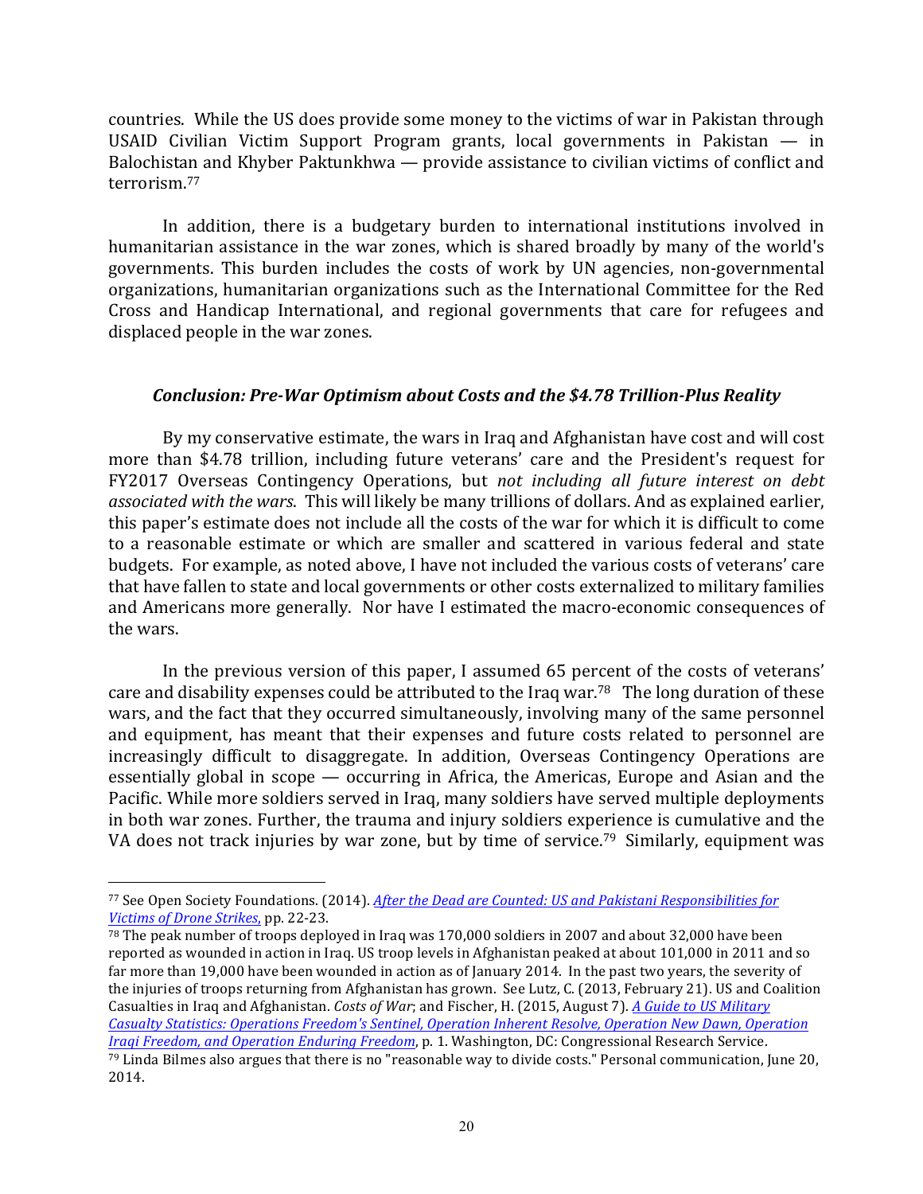countries. While the US does provide some money to the victims of war in Pakistan through USAID Civilian Victim Support Program grants, local governments in Pakistan — in Balochistan and Khyber Paktunkhwa — provide assistance to civilian victims of conflict and terrorism.[77]

In addition, there is a budgetary burden to international institutions involved in humanitarian assistance in the war zones, which is shared broadly by many of the world's governments. This burden includes the costs of work by UN agencies, non-governmental organizations, humanitarian organizations such as the International Committee for the Red Cross and Handicap International, and regional governments that care for refugees and displaced people in the war zones.

### *Conclusion: Pre-War Optimism about Costs and the $4.78 Trillion-Plus Reality*

By my conservative estimate, the wars in Iraq and Afghanistan have cost and will cost more than $4.78 trillion, including future veterans' care and the President's request for FY2017 Overseas Contingency Operations, but *not including all future interest on debt associated with the wars*. This will likely be many trillions of dollars. And as explained earlier, this paper's estimate does not include all the costs of the war for which it is difficult to come to a reasonable estimate or which are smaller and scattered in various federal and state budgets. For example, as noted above, I have not included the various costs of veterans' care that have fallen to state and local governments or other costs externalized to military families and Americans more generally. Nor have I estimated the macro-economic consequences of the wars.

In the previous version of this paper, I assumed 65 percent of the costs of veterans' care and disability expenses could be attributed to the Iraq war.[78] The long duration of these wars, and the fact that they occurred simultaneously, involving many of the same personnel and equipment, has meant that their expenses and future costs related to personnel are increasingly difficult to disaggregate. In addition, Overseas Contingency Operations are essentially global in scope — occurring in Africa, the Americas, Europe and Asian and the Pacific. While more soldiers served in Iraq, many soldiers have served multiple deployments in both war zones. Further, the trauma and injury soldiers experience is cumulative and the VA does not track injuries by war zone, but by time of service.[79] Similarly, equipment was

---

[77] See Open Society Foundations. (2014). *After the Dead are Counted: US and Pakistani Responsibilities for Victims of Drone Strikes*, pp. 22-23.

[78] The peak number of troops deployed in Iraq was 170,000 soldiers in 2007 and about 32,000 have been reported as wounded in action in Iraq. US troop levels in Afghanistan peaked at about 101,000 in 2011 and so far more than 19,000 have been wounded in action as of January 2014. In the past two years, the severity of the injuries of troops returning from Afghanistan has grown. See Lutz, C. (2013, February 21). US and Coalition Casualties in Iraq and Afghanistan. *Costs of War*; and Fischer, H. (2015, August 7). *A Guide to US Military Casualty Statistics: Operations Freedom's Sentinel, Operation Inherent Resolve, Operation New Dawn, Operation Iraqi Freedom, and Operation Enduring Freedom*, p. 1. Washington, DC: Congressional Research Service.

[79] Linda Bilmes also argues that there is no "reasonable way to divide costs." Personal communication, June 20, 2014.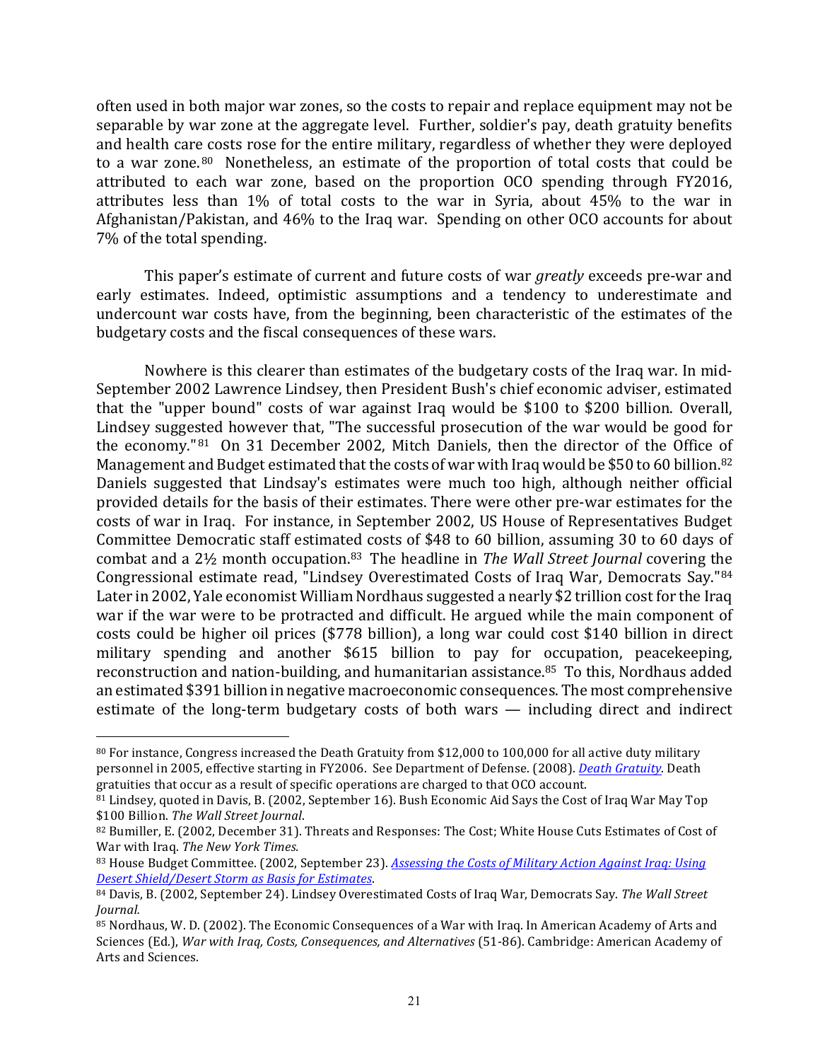often used in both major war zones, so the costs to repair and replace equipment may not be separable by war zone at the aggregate level. Further, soldier's pay, death gratuity benefits and health care costs rose for the entire military, regardless of whether they were deployed to a war zone.[80] Nonetheless, an estimate of the proportion of total costs that could be attributed to each war zone, based on the proportion OCO spending through FY2016, attributes less than 1% of total costs to the war in Syria, about 45% to the war in Afghanistan/Pakistan, and 46% to the Iraq war. Spending on other OCO accounts for about 7% of the total spending.

This paper's estimate of current and future costs of war *greatly* exceeds pre-war and early estimates. Indeed, optimistic assumptions and a tendency to underestimate and undercount war costs have, from the beginning, been characteristic of the estimates of the budgetary costs and the fiscal consequences of these wars.

Nowhere is this clearer than estimates of the budgetary costs of the Iraq war. In mid-September 2002 Lawrence Lindsey, then President Bush's chief economic adviser, estimated that the "upper bound" costs of war against Iraq would be $100 to $200 billion. Overall, Lindsey suggested however that, "The successful prosecution of the war would be good for the economy."[81] On 31 December 2002, Mitch Daniels, then the director of the Office of Management and Budget estimated that the costs of war with Iraq would be $50 to 60 billion.[82] Daniels suggested that Lindsay's estimates were much too high, although neither official provided details for the basis of their estimates. There were other pre-war estimates for the costs of war in Iraq. For instance, in September 2002, US House of Representatives Budget Committee Democratic staff estimated costs of $48 to 60 billion, assuming 30 to 60 days of combat and a 2½ month occupation.[83] The headline in *The Wall Street Journal* covering the Congressional estimate read, "Lindsey Overestimated Costs of Iraq War, Democrats Say."[84] Later in 2002, Yale economist William Nordhaus suggested a nearly $2 trillion cost for the Iraq war if the war were to be protracted and difficult. He argued while the main component of costs could be higher oil prices ($778 billion), a long war could cost $140 billion in direct military spending and another $615 billion to pay for occupation, peacekeeping, reconstruction and nation-building, and humanitarian assistance.[85] To this, Nordhaus added an estimated $391 billion in negative macroeconomic consequences. The most comprehensive estimate of the long-term budgetary costs of both wars — including direct and indirect

---

[80] For instance, Congress increased the Death Gratuity from $12,000 to 100,000 for all active duty military personnel in 2005, effective starting in FY2006. See Department of Defense. (2008). *Death Gratuity*. Death gratuities that occur as a result of specific operations are charged to that OCO account.

[81] Lindsey, quoted in Davis, B. (2002, September 16). Bush Economic Aid Says the Cost of Iraq War May Top $100 Billion. *The Wall Street Journal*.

[82] Bumiller, E. (2002, December 31). Threats and Responses: The Cost; White House Cuts Estimates of Cost of War with Iraq. *The New York Times*.

[83] House Budget Committee. (2002, September 23). *Assessing the Costs of Military Action Against Iraq: Using Desert Shield/Desert Storm as Basis for Estimates*.

[84] Davis, B. (2002, September 24). Lindsey Overestimated Costs of Iraq War, Democrats Say. *The Wall Street Journal*.

[85] Nordhaus, W. D. (2002). The Economic Consequences of a War with Iraq. In American Academy of Arts and Sciences (Ed.), *War with Iraq, Costs, Consequences, and Alternatives* (51-86). Cambridge: American Academy of Arts and Sciences.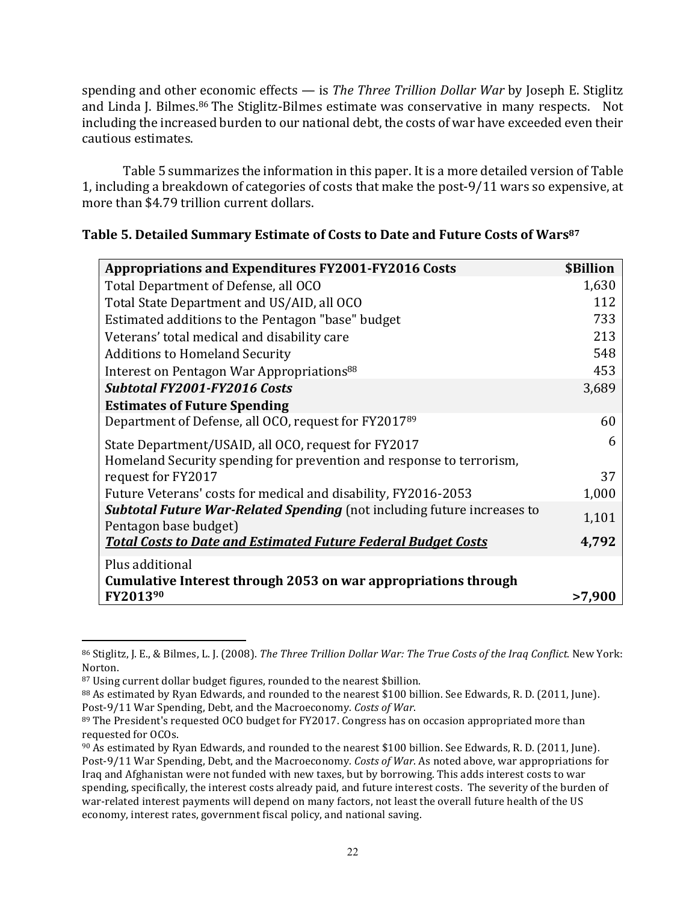spending and other economic effects — is *The Three Trillion Dollar War* by Joseph E. Stiglitz and Linda J. Bilmes.[86] The Stiglitz-Bilmes estimate was conservative in many respects. Not including the increased burden to our national debt, the costs of war have exceeded even their cautious estimates.

Table 5 summarizes the information in this paper. It is a more detailed version of Table 1, including a breakdown of categories of costs that make the post-9/11 wars so expensive, at more than $4.79 trillion current dollars.

**Table 5. Detailed Summary Estimate of Costs to Date and Future Costs of Wars[87]**

| **Appropriations and Expenditures FY2001-FY2016 Costs** | **$Billion** |
|---|---|
| Total Department of Defense, all OCO | 1,630 |
| Total State Department and US/AID, all OCO | 112 |
| Estimated additions to the Pentagon "base" budget | 733 |
| Veterans' total medical and disability care | 213 |
| Additions to Homeland Security | 548 |
| Interest on Pentagon War Appropriations[88] | 453 |
| ***Subtotal FY2001-FY2016 Costs*** | 3,689 |
| **Estimates of Future Spending** | |
| Department of Defense, all OCO, request for FY2017[89] | 60 |
| State Department/USAID, all OCO, request for FY2017 | 6 |
| Homeland Security spending for prevention and response to terrorism, request for FY2017 | 37 |
| Future Veterans' costs for medical and disability, FY2016-2053 | 1,000 |
| ***Subtotal Future War-Related Spending*** (not including future increases to Pentagon base budget) | 1,101 |
| ***Total Costs to Date and Estimated Future Federal Budget Costs*** | **4,792** |
| Plus additional **Cumulative Interest through 2053 on war appropriations through FY2013[90]** | **>7,900** |

[86] Stiglitz, J. E., & Bilmes, L. J. (2008). *The Three Trillion Dollar War: The True Costs of the Iraq Conflict.* New York: Norton.

[87] Using current dollar budget figures, rounded to the nearest $billion.

[88] As estimated by Ryan Edwards, and rounded to the nearest $100 billion. See Edwards, R. D. (2011, June). Post-9/11 War Spending, Debt, and the Macroeconomy. *Costs of War*.

[89] The President's requested OCO budget for FY2017. Congress has on occasion appropriated more than requested for OCOs.

[90] As estimated by Ryan Edwards, and rounded to the nearest $100 billion. See Edwards, R. D. (2011, June). Post-9/11 War Spending, Debt, and the Macroeconomy. *Costs of War*. As noted above, war appropriations for Iraq and Afghanistan were not funded with new taxes, but by borrowing. This adds interest costs to war spending, specifically, the interest costs already paid, and future interest costs. The severity of the burden of war-related interest payments will depend on many factors, not least the overall future health of the US economy, interest rates, government fiscal policy, and national saving.